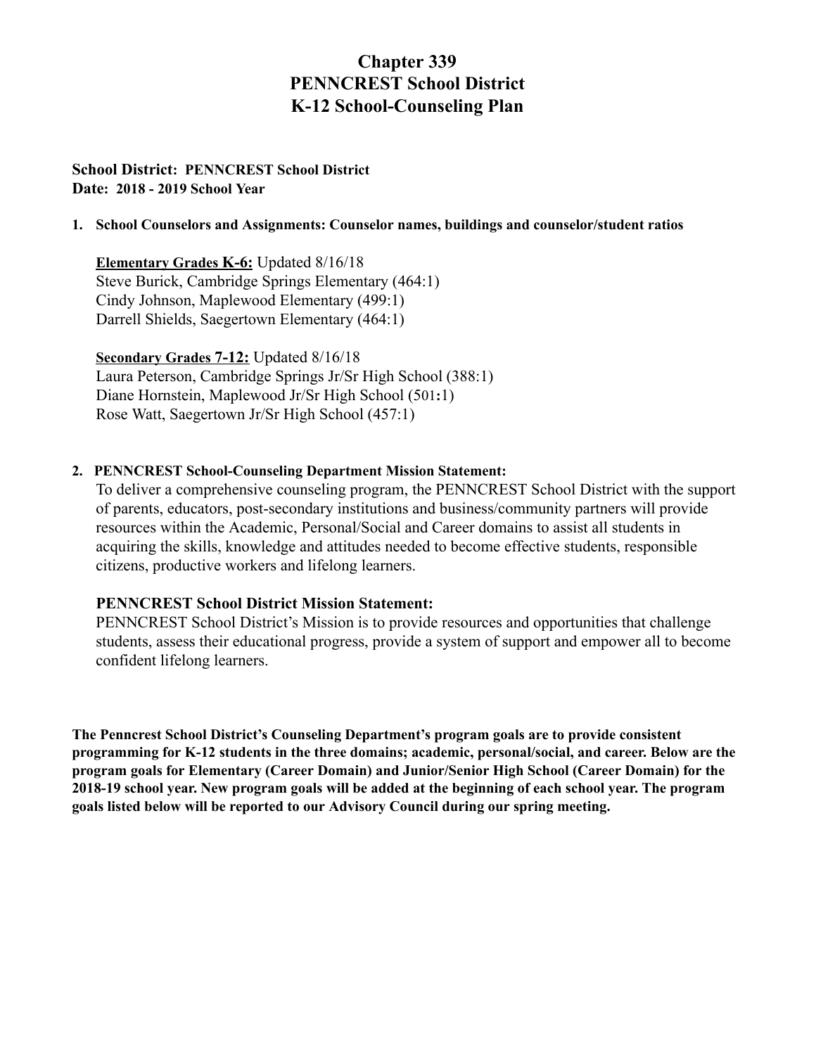# Chapter 339
# PENNCREST School District
# K-12 School-Counseling Plan

**School District: PENNCREST School District**
**Date: 2018 - 2019 School Year**

**1. School Counselors and Assignments: Counselor names, buildings and counselor/student ratios**

**Elementary Grades K-6:** Updated 8/16/18
Steve Burick, Cambridge Springs Elementary (464:1)
Cindy Johnson, Maplewood Elementary (499:1)
Darrell Shields, Saegertown Elementary (464:1)

**Secondary Grades 7-12:** Updated 8/16/18
Laura Peterson, Cambridge Springs Jr/Sr High School (388:1)
Diane Hornstein, Maplewood Jr/Sr High School (501:1)
Rose Watt, Saegertown Jr/Sr High School (457:1)

**2. PENNCREST School-Counseling Department Mission Statement:**

To deliver a comprehensive counseling program, the PENNCREST School District with the support of parents, educators, post-secondary institutions and business/community partners will provide resources within the Academic, Personal/Social and Career domains to assist all students in acquiring the skills, knowledge and attitudes needed to become effective students, responsible citizens, productive workers and lifelong learners.

**PENNCREST School District Mission Statement:**

PENNCREST School District's Mission is to provide resources and opportunities that challenge students, assess their educational progress, provide a system of support and empower all to become confident lifelong learners.

**The Penncrest School District's Counseling Department's program goals are to provide consistent programming for K-12 students in the three domains; academic, personal/social, and career. Below are the program goals for Elementary (Career Domain) and Junior/Senior High School (Career Domain) for the 2018-19 school year. New program goals will be added at the beginning of each school year. The program goals listed below will be reported to our Advisory Council during our spring meeting.**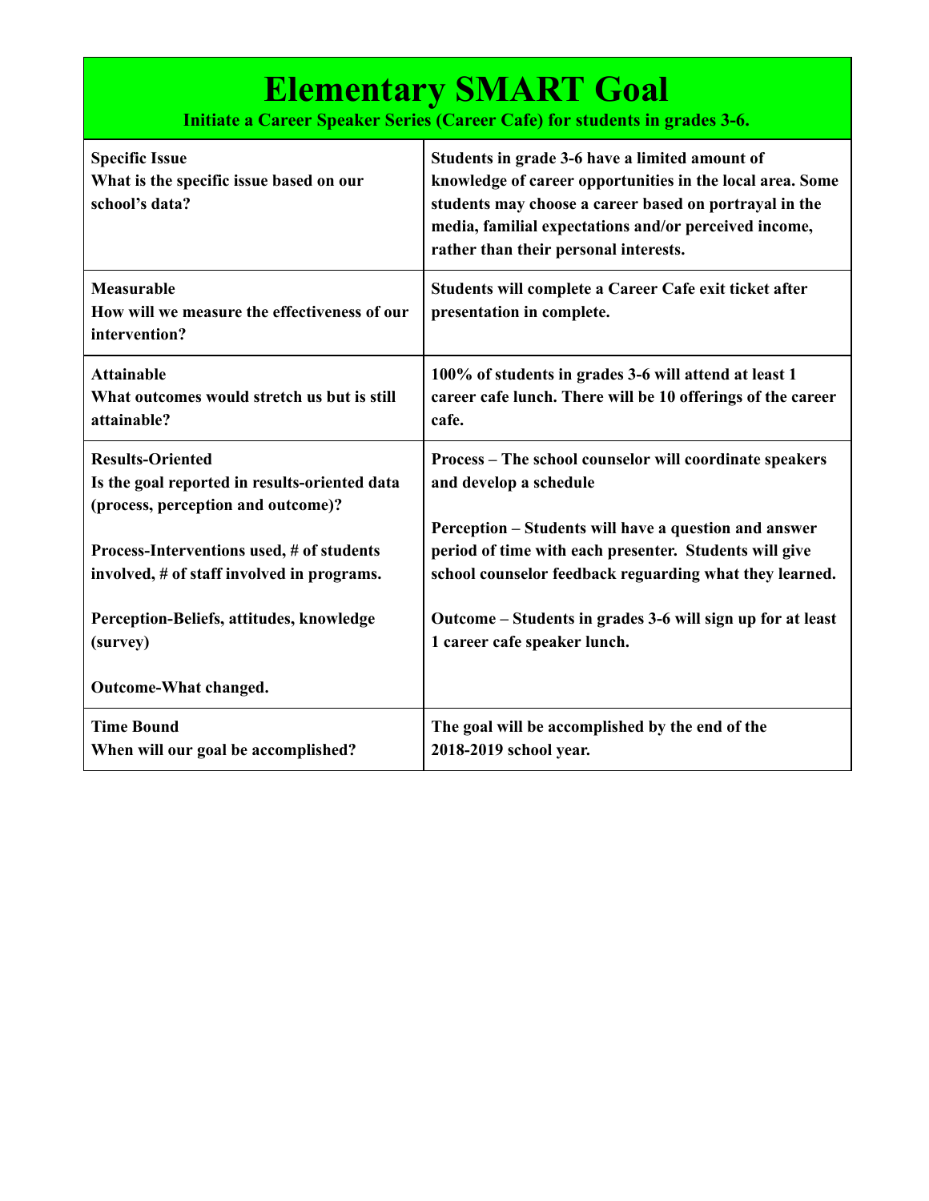# Elementary SMART Goal

**Initiate a Career Speaker Series (Career Cafe) for students in grades 3-6.**

| | |
|---|---|
| **Specific Issue**<br>**What is the specific issue based on our school's data?** | **Students in grade 3-6 have a limited amount of knowledge of career opportunities in the local area. Some students may choose a career based on portrayal in the media, familial expectations and/or perceived income, rather than their personal interests.** |
| **Measurable**<br>**How will we measure the effectiveness of our intervention?** | **Students will complete a Career Cafe exit ticket after presentation in complete.** |
| **Attainable**<br>**What outcomes would stretch us but is still attainable?** | **100% of students in grades 3-6 will attend at least 1 career cafe lunch. There will be 10 offerings of the career cafe.** |
| **Results-Oriented**<br>**Is the goal reported in results-oriented data (process, perception and outcome)?**<br><br>**Process-Interventions used, # of students involved, # of staff involved in programs.**<br><br>**Perception-Beliefs, attitudes, knowledge (survey)**<br><br>**Outcome-What changed.** | **Process – The school counselor will coordinate speakers and develop a schedule**<br><br>**Perception – Students will have a question and answer period of time with each presenter. Students will give school counselor feedback reguarding what they learned.**<br><br>**Outcome – Students in grades 3-6 will sign up for at least 1 career cafe speaker lunch.** |
| **Time Bound**<br>**When will our goal be accomplished?** | **The goal will be accomplished by the end of the 2018-2019 school year.** |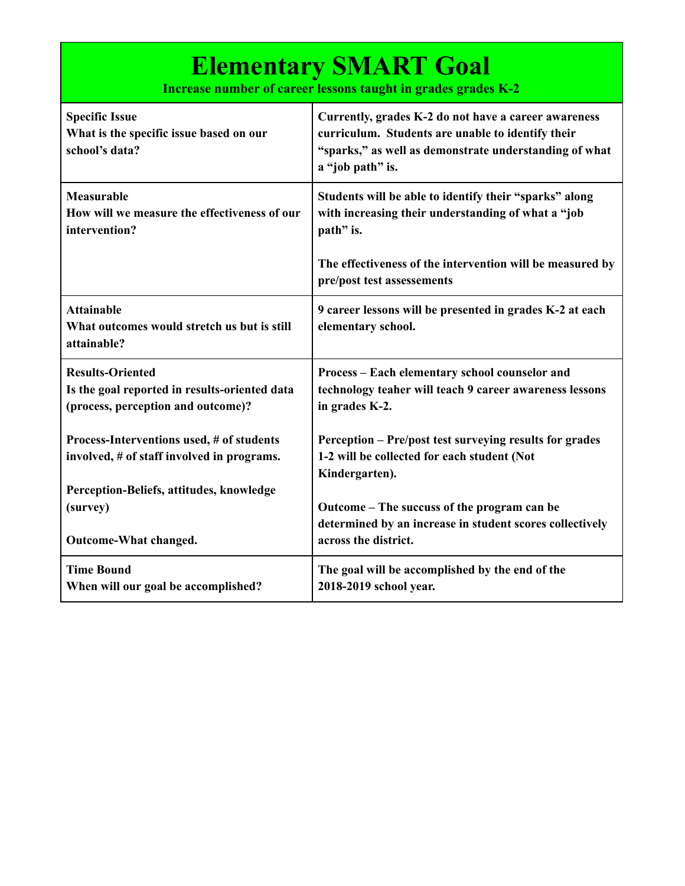# Elementary SMART Goal

**Increase number of career lessons taught in grades grades K-2**

| | |
|---|---|
| **Specific Issue**<br>**What is the specific issue based on our school's data?** | **Currently, grades K-2 do not have a career awareness curriculum. Students are unable to identify their "sparks," as well as demonstrate understanding of what a "job path" is.** |
| **Measurable**<br>**How will we measure the effectiveness of our intervention?** | **Students will be able to identify their "sparks" along with increasing their understanding of what a "job path" is.**<br><br>**The effectiveness of the intervention will be measured by pre/post test assessements** |
| **Attainable**<br>**What outcomes would stretch us but is still attainable?** | **9 career lessons will be presented in grades K-2 at each elementary school.** |
| **Results-Oriented**<br>**Is the goal reported in results-oriented data (process, perception and outcome)?**<br><br>**Process-Interventions used, # of students involved, # of staff involved in programs.**<br><br>**Perception-Beliefs, attitudes, knowledge (survey)**<br><br>**Outcome-What changed.** | **Process – Each elementary school counselor and technology teaher will teach 9 career awareness lessons in grades K-2.**<br><br>**Perception – Pre/post test surveying results for grades 1-2 will be collected for each student (Not Kindergarten).**<br><br>**Outcome – The succuss of the program can be determined by an increase in student scores collectively across the district.** |
| **Time Bound**<br>**When will our goal be accomplished?** | **The goal will be accomplished by the end of the 2018-2019 school year.** |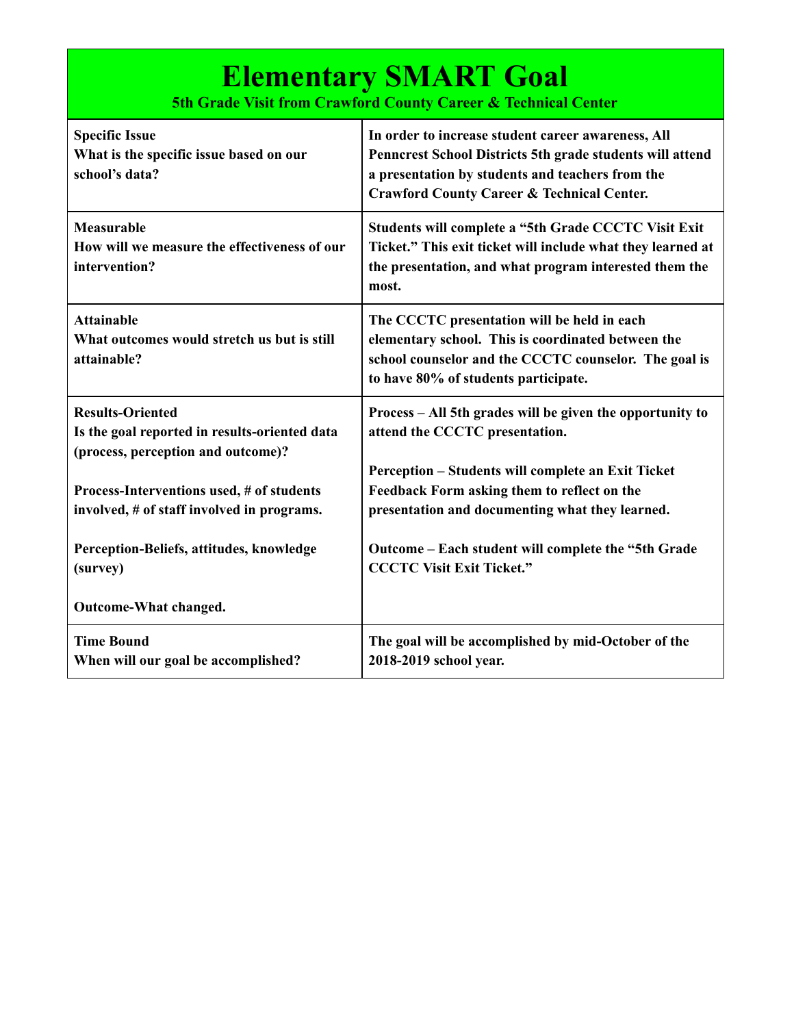# Elementary SMART Goal

**5th Grade Visit from Crawford County Career & Technical Center**

| | |
|---|---|
| **Specific Issue**<br>**What is the specific issue based on our school's data?** | **In order to increase student career awareness, All Penncrest School Districts 5th grade students will attend a presentation by students and teachers from the Crawford County Career & Technical Center.** |
| **Measurable**<br>**How will we measure the effectiveness of our intervention?** | **Students will complete a "5th Grade CCCTC Visit Exit Ticket." This exit ticket will include what they learned at the presentation, and what program interested them the most.** |
| **Attainable**<br>**What outcomes would stretch us but is still attainable?** | **The CCCTC presentation will be held in each elementary school. This is coordinated between the school counselor and the CCCTC counselor. The goal is to have 80% of students participate.** |
| **Results-Oriented**<br>**Is the goal reported in results-oriented data (process, perception and outcome)?**<br><br>**Process-Interventions used, # of students involved, # of staff involved in programs.**<br><br>**Perception-Beliefs, attitudes, knowledge (survey)**<br><br>**Outcome-What changed.** | **Process – All 5th grades will be given the opportunity to attend the CCCTC presentation.**<br><br>**Perception – Students will complete an Exit Ticket Feedback Form asking them to reflect on the presentation and documenting what they learned.**<br><br>**Outcome – Each student will complete the "5th Grade CCCTC Visit Exit Ticket."** |
| **Time Bound**<br>**When will our goal be accomplished?** | **The goal will be accomplished by mid-October of the 2018-2019 school year.** |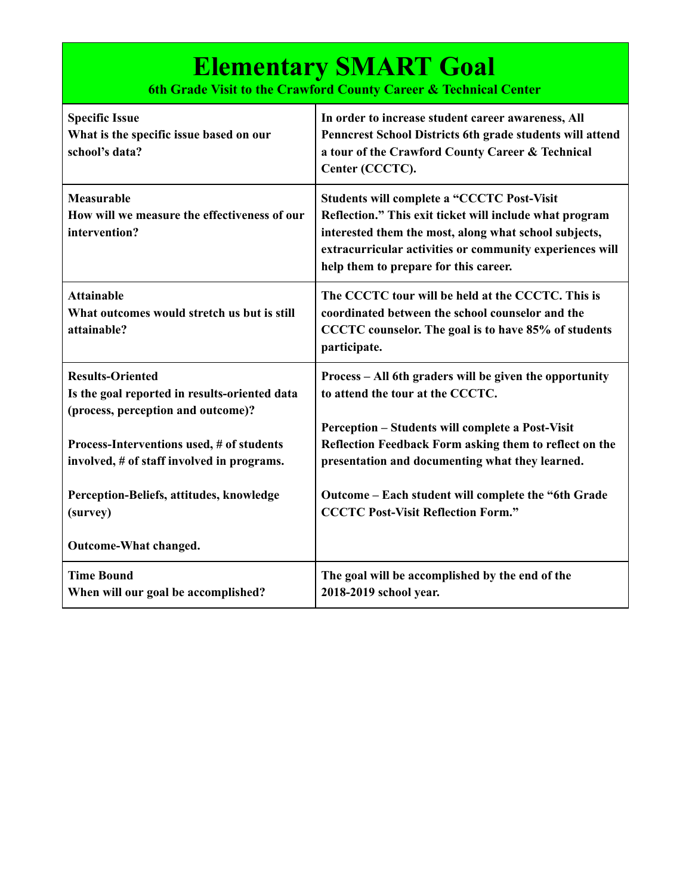# Elementary SMART Goal

**6th Grade Visit to the Crawford County Career & Technical Center**

| | |
|---|---|
| **Specific Issue**<br>**What is the specific issue based on our school's data?** | **In order to increase student career awareness, All Penncrest School Districts 6th grade students will attend a tour of the Crawford County Career & Technical Center (CCCTC).** |
| **Measurable**<br>**How will we measure the effectiveness of our intervention?** | **Students will complete a "CCCTC Post-Visit Reflection." This exit ticket will include what program interested them the most, along what school subjects, extracurricular activities or community experiences will help them to prepare for this career.** |
| **Attainable**<br>**What outcomes would stretch us but is still attainable?** | **The CCCTC tour will be held at the CCCTC. This is coordinated between the school counselor and the CCCTC counselor. The goal is to have 85% of students participate.** |
| **Results-Oriented**<br>**Is the goal reported in results-oriented data (process, perception and outcome)?**<br><br>**Process-Interventions used, # of students involved, # of staff involved in programs.**<br><br>**Perception-Beliefs, attitudes, knowledge (survey)**<br><br>**Outcome-What changed.** | **Process – All 6th graders will be given the opportunity to attend the tour at the CCCTC.**<br><br>**Perception – Students will complete a Post-Visit Reflection Feedback Form asking them to reflect on the presentation and documenting what they learned.**<br><br>**Outcome – Each student will complete the "6th Grade CCCTC Post-Visit Reflection Form."** |
| **Time Bound**<br>**When will our goal be accomplished?** | **The goal will be accomplished by the end of the 2018-2019 school year.** |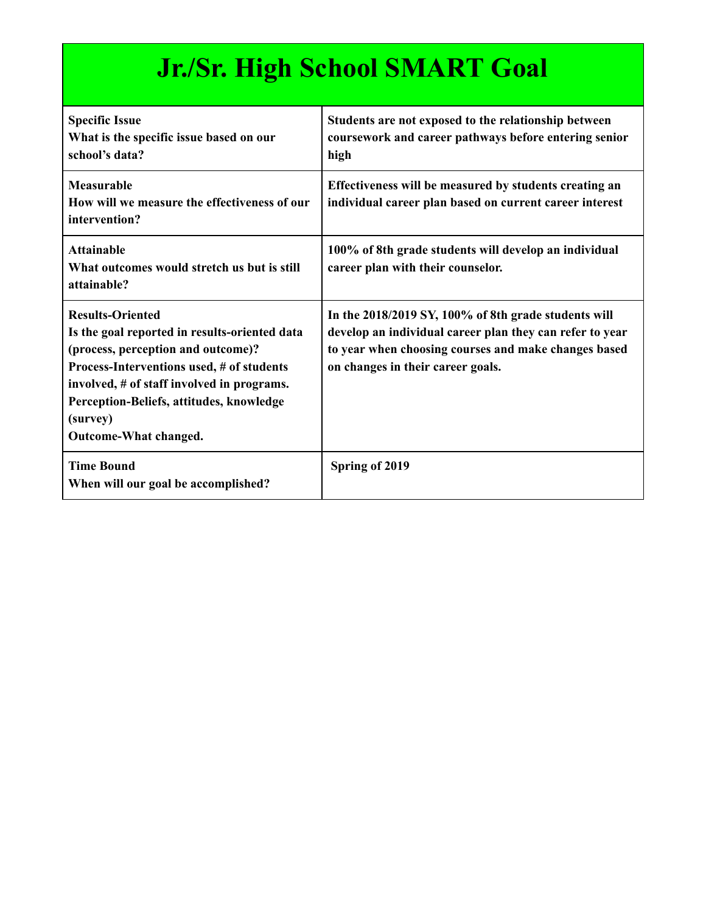# Jr./Sr. High School SMART Goal

| | |
|---|---|
| **Specific Issue**<br>**What is the specific issue based on our school's data?** | **Students are not exposed to the relationship between coursework and career pathways before entering senior high** |
| **Measurable**<br>**How will we measure the effectiveness of our intervention?** | **Effectiveness will be measured by students creating an individual career plan based on current career interest** |
| **Attainable**<br>**What outcomes would stretch us but is still attainable?** | **100% of 8th grade students will develop an individual career plan with their counselor.** |
| **Results-Oriented**<br>**Is the goal reported in results-oriented data (process, perception and outcome)?**<br>**Process-Interventions used, # of students involved, # of staff involved in programs.**<br>**Perception-Beliefs, attitudes, knowledge (survey)**<br>**Outcome-What changed.** | **In the 2018/2019 SY, 100% of 8th grade students will develop an individual career plan they can refer to year to year when choosing courses and make changes based on changes in their career goals.** |
| **Time Bound**<br>**When will our goal be accomplished?** | **Spring of 2019** |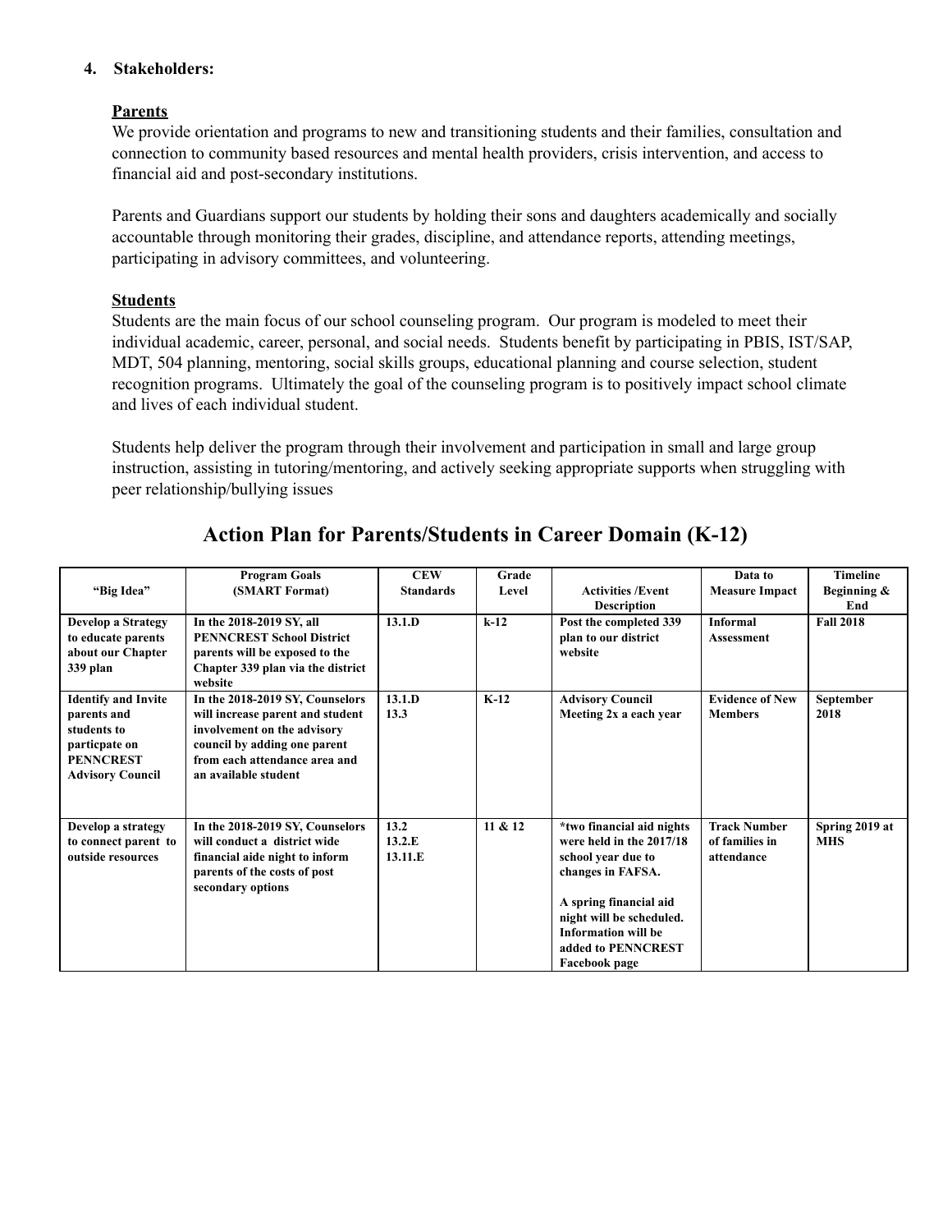4. **Stakeholders:**

**Parents**

We provide orientation and programs to new and transitioning students and their families, consultation and connection to community based resources and mental health providers, crisis intervention, and access to financial aid and post-secondary institutions.

Parents and Guardians support our students by holding their sons and daughters academically and socially accountable through monitoring their grades, discipline, and attendance reports, attending meetings, participating in advisory committees, and volunteering.

**Students**

Students are the main focus of our school counseling program. Our program is modeled to meet their individual academic, career, personal, and social needs. Students benefit by participating in PBIS, IST/SAP, MDT, 504 planning, mentoring, social skills groups, educational planning and course selection, student recognition programs. Ultimately the goal of the counseling program is to positively impact school climate and lives of each individual student.

Students help deliver the program through their involvement and participation in small and large group instruction, assisting in tutoring/mentoring, and actively seeking appropriate supports when struggling with peer relationship/bullying issues

## Action Plan for Parents/Students in Career Domain (K-12)

| "Big Idea" | Program Goals (SMART Format) | CEW Standards | Grade Level | Activities /Event Description | Data to Measure Impact | Timeline Beginning & End |
|---|---|---|---|---|---|---|
| **Develop a Strategy to educate parents about our Chapter 339 plan** | **In the 2018-2019 SY, all PENNCREST School District parents will be exposed to the Chapter 339 plan via the district website** | **13.1.D** | **k-12** | **Post the completed 339 plan to our district website** | **Informal Assessment** | **Fall 2018** |
| **Identify and Invite parents and students to particpate on PENNCREST Advisory Council** | **In the 2018-2019 SY, Counselors will increase parent and student involvement on the advisory council by adding one parent from each attendance area and an available student** | **13.1.D 13.3** | **K-12** | **Advisory Council Meeting 2x a each year** | **Evidence of New Members** | **September 2018** |
| **Develop a strategy to connect parent to outside resources** | **In the 2018-2019 SY, Counselors will conduct a district wide financial aide night to inform parents of the costs of post secondary options** | **13.2 13.2.E 13.11.E** | **11 & 12** | ***two financial aid nights were held in the 2017/18 school year due to changes in FAFSA. A spring financial aid night will be scheduled. Information will be added to PENNCREST Facebook page** | **Track Number of families in attendance** | **Spring 2019 at MHS** |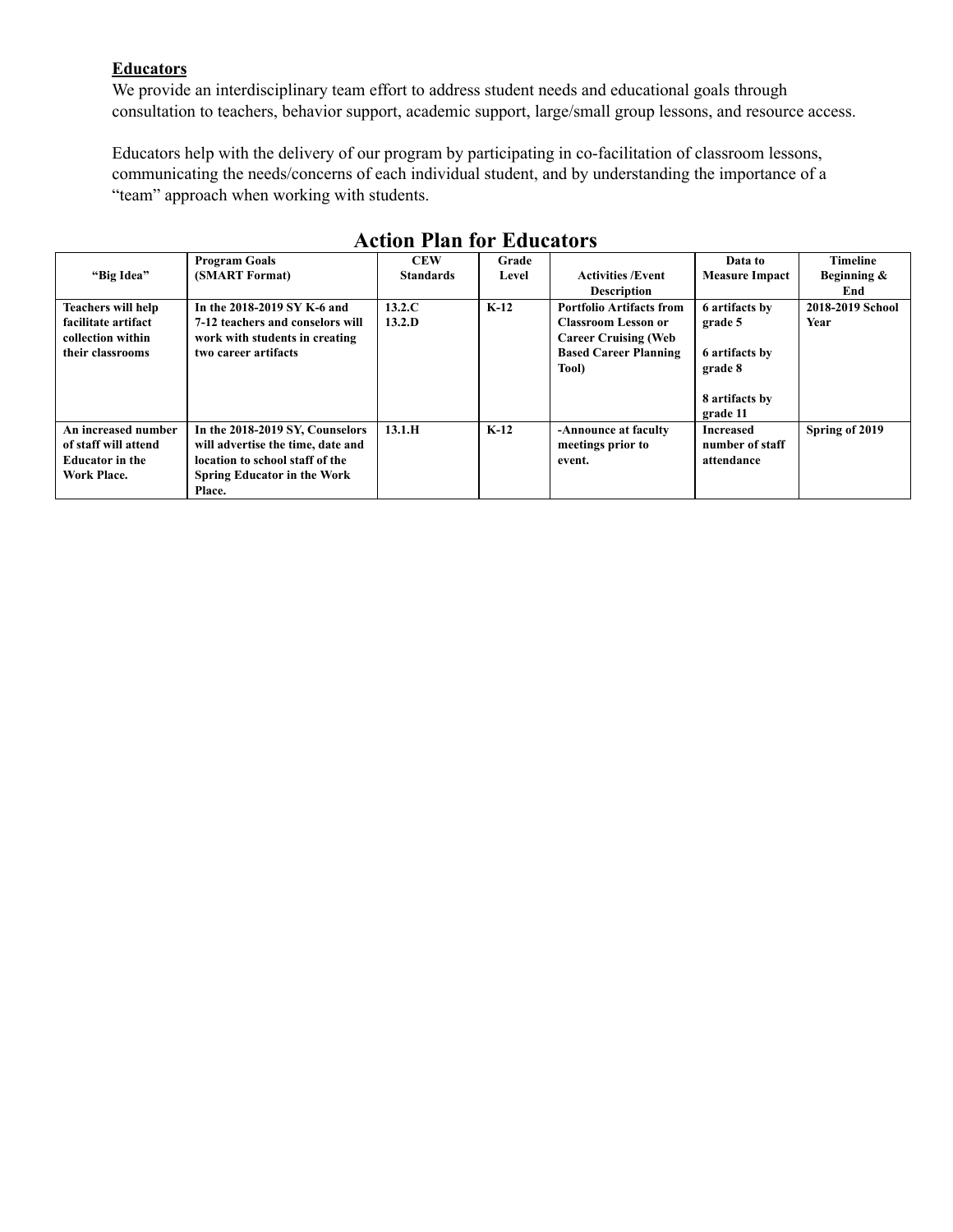**Educators**

We provide an interdisciplinary team effort to address student needs and educational goals through consultation to teachers, behavior support, academic support, large/small group lessons, and resource access.

Educators help with the delivery of our program by participating in co-facilitation of classroom lessons, communicating the needs/concerns of each individual student, and by understanding the importance of a "team" approach when working with students.

## Action Plan for Educators

| "Big Idea" | Program Goals (SMART Format) | CEW Standards | Grade Level | Activities /Event Description | Data to Measure Impact | Timeline Beginning & End |
|---|---|---|---|---|---|---|
| **Teachers will help facilitate artifact collection within their classrooms** | **In the 2018-2019 SY K-6 and 7-12 teachers and conselors will work with students in creating two career artifacts** | **13.2.C 13.2.D** | **K-12** | **Portfolio Artifacts from Classroom Lesson or Career Cruising (Web Based Career Planning Tool)** | **6 artifacts by grade 5<br><br>6 artifacts by grade 8<br><br>8 artifacts by grade 11** | **2018-2019 School Year** |
| **An increased number of staff will attend Educator in the Work Place.** | **In the 2018-2019 SY, Counselors will advertise the time, date and location to school staff of the Spring Educator in the Work Place.** | **13.1.H** | **K-12** | **-Announce at faculty meetings prior to event.** | **Increased number of staff attendance** | **Spring of 2019** |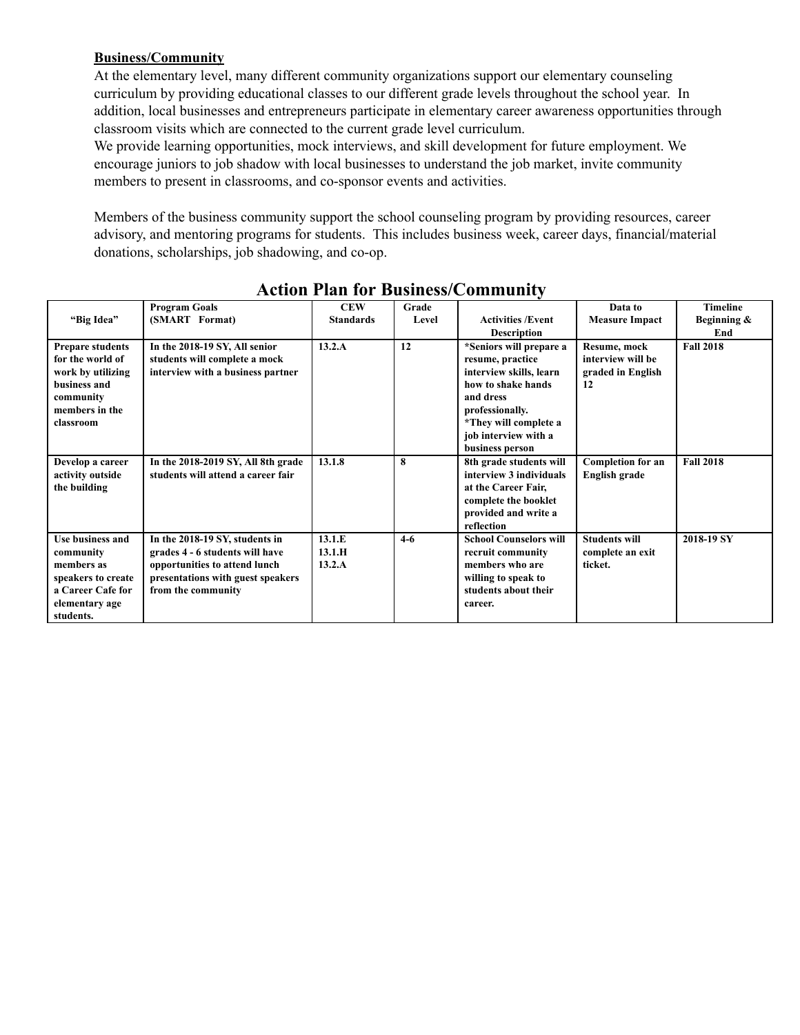**Business/Community**

At the elementary level, many different community organizations support our elementary counseling curriculum by providing educational classes to our different grade levels throughout the school year. In addition, local businesses and entrepreneurs participate in elementary career awareness opportunities through classroom visits which are connected to the current grade level curriculum.
We provide learning opportunities, mock interviews, and skill development for future employment. We encourage juniors to job shadow with local businesses to understand the job market, invite community members to present in classrooms, and co-sponsor events and activities.

Members of the business community support the school counseling program by providing resources, career advisory, and mentoring programs for students. This includes business week, career days, financial/material donations, scholarships, job shadowing, and co-op.

## Action Plan for Business/Community

| "Big Idea" | Program Goals (SMART Format) | CEW Standards | Grade Level | Activities /Event Description | Data to Measure Impact | Timeline Beginning & End |
|---|---|---|---|---|---|---|
| **Prepare students for the world of work by utilizing business and community members in the classroom** | **In the 2018-19 SY, All senior students will complete a mock interview with a business partner** | **13.2.A** | **12** | **\*Seniors will prepare a resume, practice interview skills, learn how to shake hands and dress professionally. \*They will complete a job interview with a business person** | **Resume, mock interview will be graded in English 12** | **Fall 2018** |
| **Develop a career activity outside the building** | **In the 2018-2019 SY, All 8th grade students will attend a career fair** | **13.1.8** | **8** | **8th grade students will interview 3 individuals at the Career Fair, complete the booklet provided and write a reflection** | **Completion for an English grade** | **Fall 2018** |
| **Use business and community members as speakers to create a Career Cafe for elementary age students.** | **In the 2018-19 SY, students in grades 4 - 6 students will have opportunities to attend lunch presentations with guest speakers from the community** | **13.1.E 13.1.H 13.2.A** | **4-6** | **School Counselors will recruit community members who are willing to speak to students about their career.** | **Students will complete an exit ticket.** | **2018-19 SY** |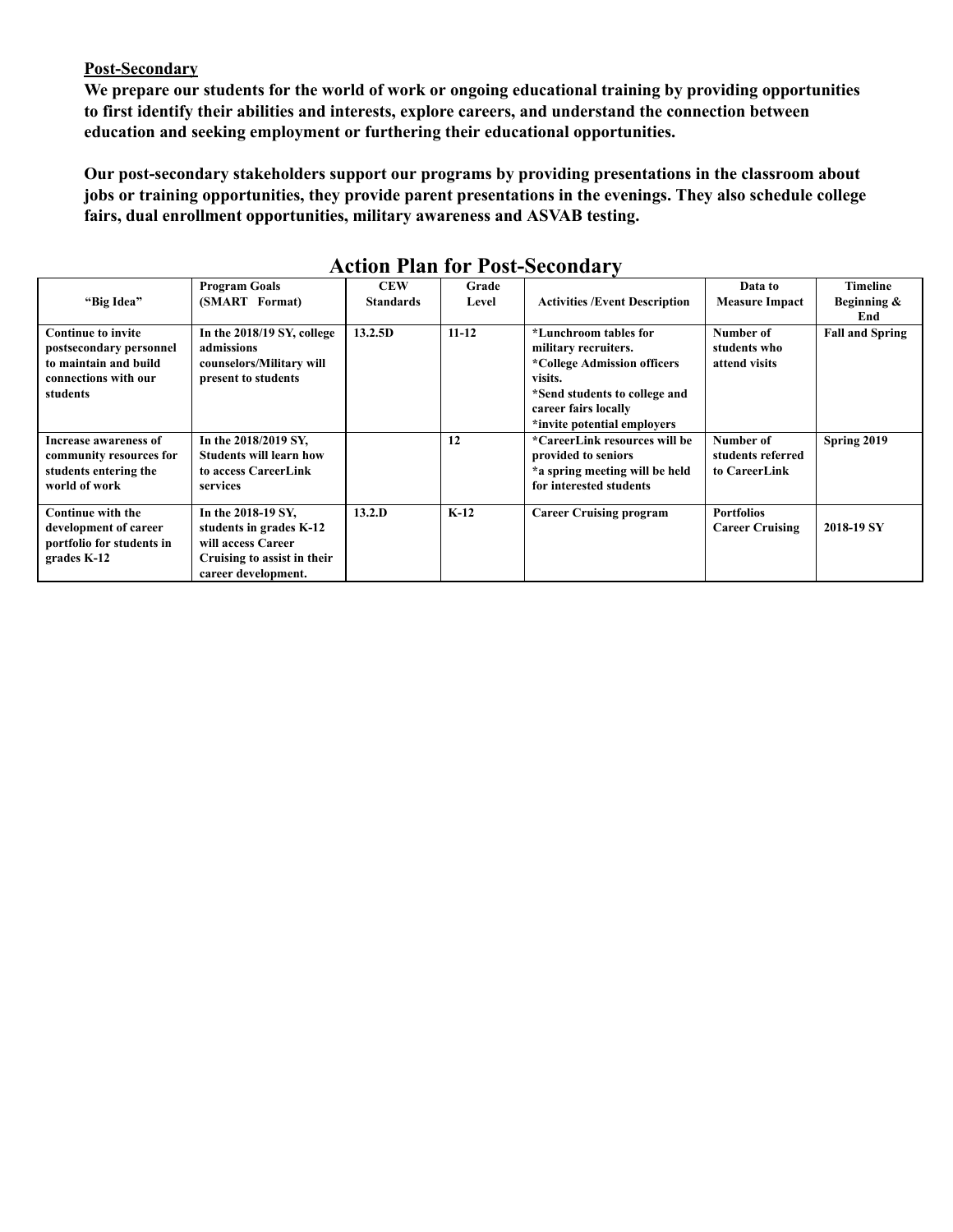**<u>Post-Secondary</u>**

**We prepare our students for the world of work or ongoing educational training by providing opportunities to first identify their abilities and interests, explore careers, and understand the connection between education and seeking employment or furthering their educational opportunities.**

**Our post-secondary stakeholders support our programs by providing presentations in the classroom about jobs or training opportunities, they provide parent presentations in the evenings. They also schedule college fairs, dual enrollment opportunities, military awareness and ASVAB testing.**

## Action Plan for Post-Secondary

| "Big Idea" | Program Goals (SMART Format) | CEW Standards | Grade Level | Activities /Event Description | Data to Measure Impact | Timeline Beginning & End |
|---|---|---|---|---|---|---|
| Continue to invite postsecondary personnel to maintain and build connections with our students | In the 2018/19 SY, college admissions counselors/Military will present to students | 13.2.5D | 11-12 | *Lunchroom tables for military recruiters.<br>*College Admission officers visits.<br>*Send students to college and career fairs locally<br>*invite potential employers | Number of students who attend visits | Fall and Spring |
| Increase awareness of community resources for students entering the world of work | In the 2018/2019 SY, Students will learn how to access CareerLink services | | 12 | *CareerLink resources will be provided to seniors<br>*a spring meeting will be held for interested students | Number of students referred to CareerLink | Spring 2019 |
| Continue with the development of career portfolio for students in grades K-12 | In the 2018-19 SY, students in grades K-12 will access Career Cruising to assist in their career development. | 13.2.D | K-12 | Career Cruising program | Portfolios<br>Career Cruising | 2018-19 SY |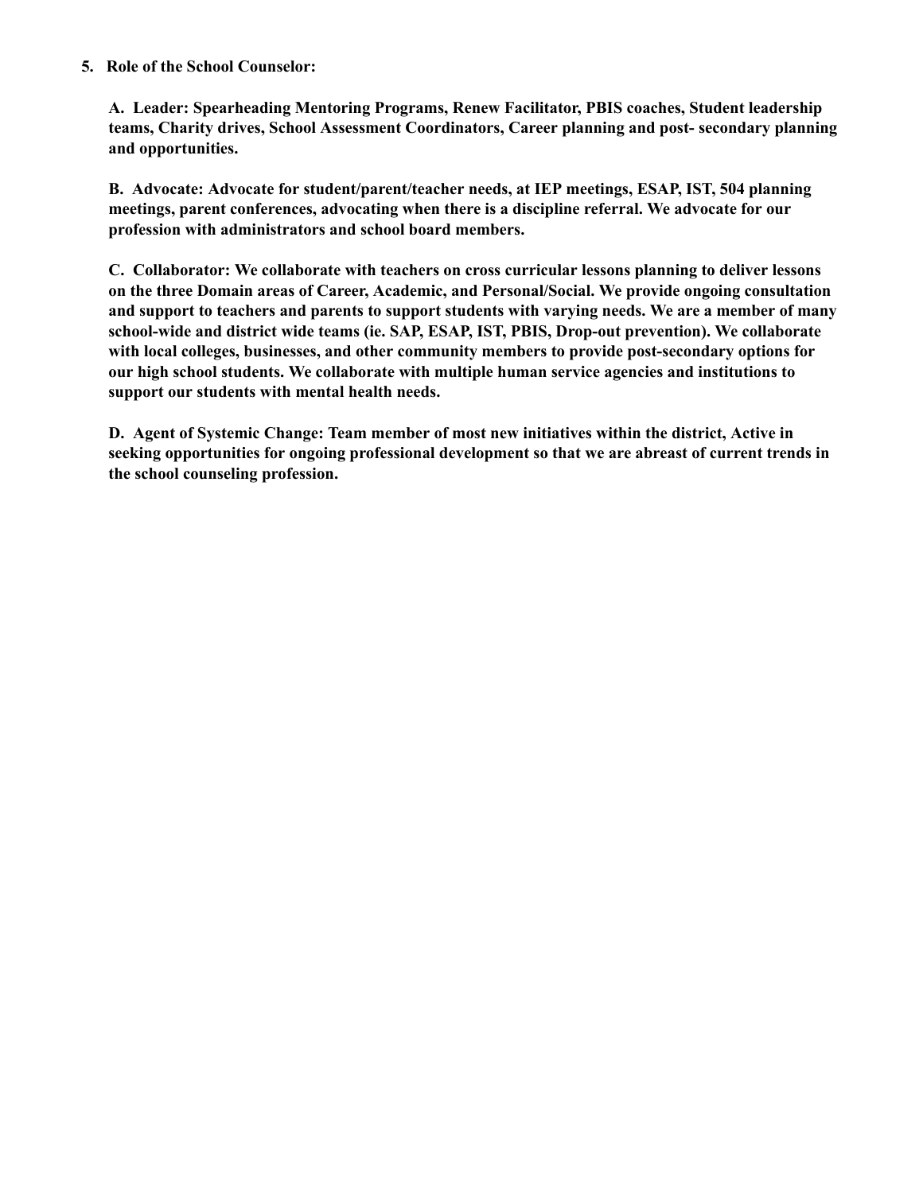5. **Role of the School Counselor:**

   **A. Leader: Spearheading Mentoring Programs, Renew Facilitator, PBIS coaches, Student leadership teams, Charity drives, School Assessment Coordinators, Career planning and post- secondary planning and opportunities.**

   **B. Advocate: Advocate for student/parent/teacher needs, at IEP meetings, ESAP, IST, 504 planning meetings, parent conferences, advocating when there is a discipline referral. We advocate for our profession with administrators and school board members.**

   **C. Collaborator: We collaborate with teachers on cross curricular lessons planning to deliver lessons on the three Domain areas of Career, Academic, and Personal/Social. We provide ongoing consultation and support to teachers and parents to support students with varying needs. We are a member of many school-wide and district wide teams (ie. SAP, ESAP, IST, PBIS, Drop-out prevention). We collaborate with local colleges, businesses, and other community members to provide post-secondary options for our high school students. We collaborate with multiple human service agencies and institutions to support our students with mental health needs.**

   **D. Agent of Systemic Change: Team member of most new initiatives within the district, Active in seeking opportunities for ongoing professional development so that we are abreast of current trends in the school counseling profession.**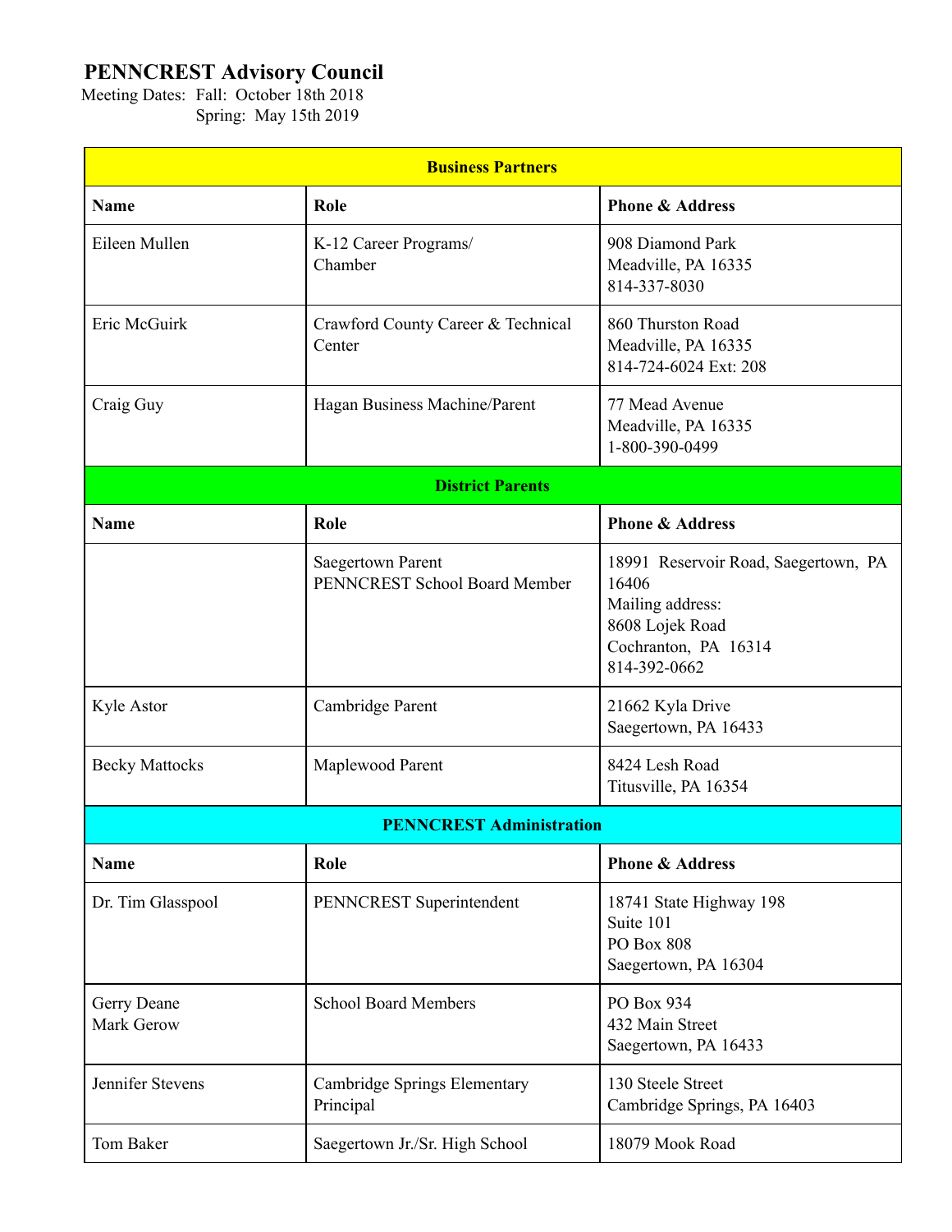# PENNCREST Advisory Council

Meeting Dates: Fall: October 18th 2018
Spring: May 15th 2019

| Business Partners | | |
|---|---|---|
| **Name** | **Role** | **Phone & Address** |
| Eileen Mullen | K-12 Career Programs/<br>Chamber | 908 Diamond Park<br>Meadville, PA 16335<br>814-337-8030 |
| Eric McGuirk | Crawford County Career & Technical Center | 860 Thurston Road<br>Meadville, PA 16335<br>814-724-6024 Ext: 208 |
| Craig Guy | Hagan Business Machine/Parent | 77 Mead Avenue<br>Meadville, PA 16335<br>1-800-390-0499 |
| **District Parents** | | |
| **Name** | **Role** | **Phone & Address** |
| | Saegertown Parent<br>PENNCREST School Board Member | 18991 Reservoir Road, Saegertown, PA 16406<br>Mailing address:<br>8608 Lojek Road<br>Cochranton, PA 16314<br>814-392-0662 |
| Kyle Astor | Cambridge Parent | 21662 Kyla Drive<br>Saegertown, PA 16433 |
| Becky Mattocks | Maplewood Parent | 8424 Lesh Road<br>Titusville, PA 16354 |
| **PENNCREST Administration** | | |
| **Name** | **Role** | **Phone & Address** |
| Dr. Tim Glasspool | PENNCREST Superintendent | 18741 State Highway 198<br>Suite 101<br>PO Box 808<br>Saegertown, PA 16304 |
| Gerry Deane<br>Mark Gerow | School Board Members | PO Box 934<br>432 Main Street<br>Saegertown, PA 16433 |
| Jennifer Stevens | Cambridge Springs Elementary Principal | 130 Steele Street<br>Cambridge Springs, PA 16403 |
| Tom Baker | Saegertown Jr./Sr. High School | 18079 Mook Road |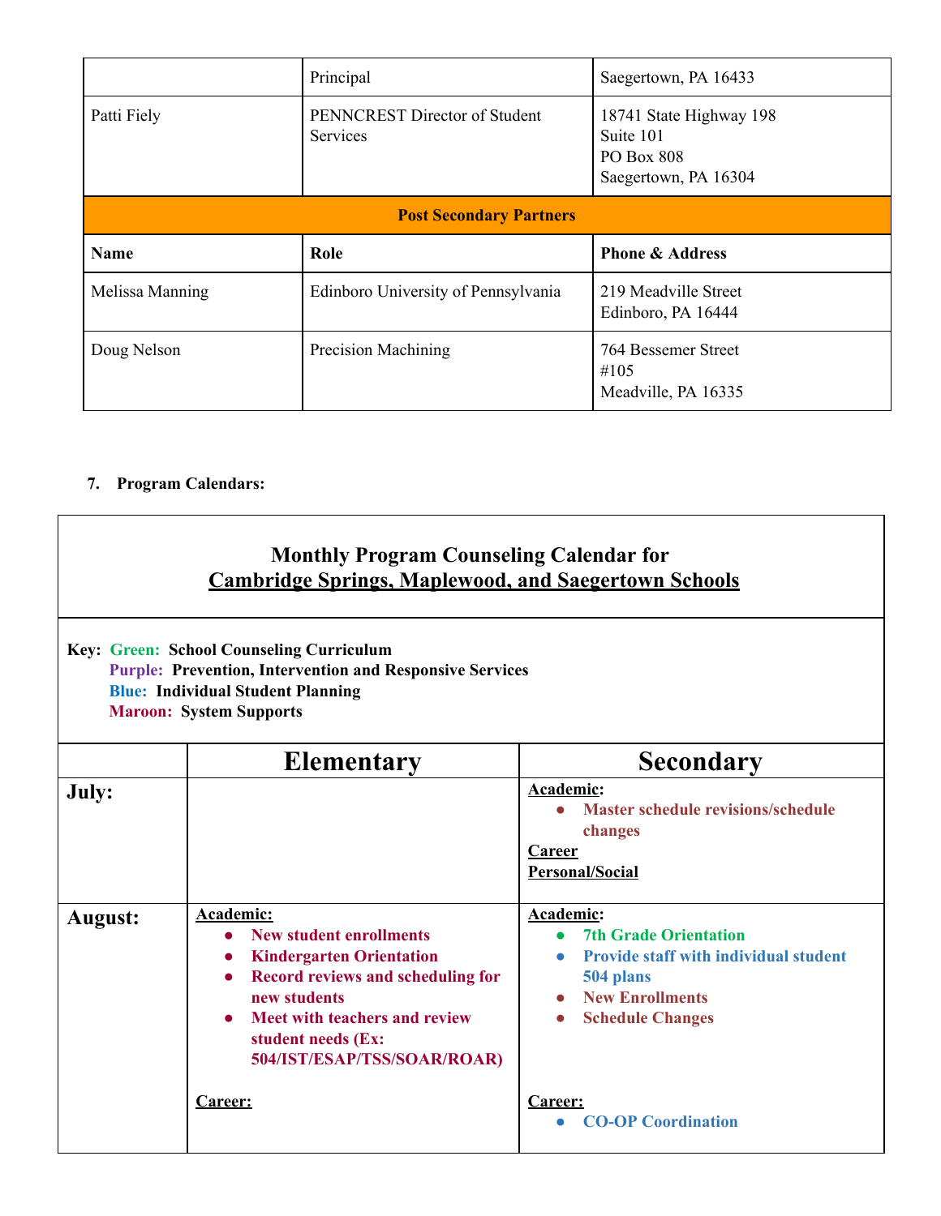| | | |
|---|---|---|
| | Principal | Saegertown, PA 16433 |
| Patti Fiely | PENNCREST Director of Student Services | 18741 State Highway 198<br>Suite 101<br>PO Box 808<br>Saegertown, PA 16304 |
| **Post Secondary Partners** | | |
| **Name** | **Role** | **Phone & Address** |
| Melissa Manning | Edinboro University of Pennsylvania | 219 Meadville Street<br>Edinboro, PA 16444 |
| Doug Nelson | Precision Machining | 764 Bessemer Street<br>#105<br>Meadville, PA 16335 |

7. **Program Calendars:**

| **Monthly Program Counseling Calendar for**<br>**<u>Cambridge Springs, Maplewood, and Saegertown Schools</u>** | | |
|---|---|---|
| **Key: Green: School Counseling Curriculum**<br>**Purple: Prevention, Intervention and Responsive Services**<br>**Blue: Individual Student Planning**<br>**Maroon: System Supports** | | |
| | **Elementary** | **Secondary** |
| **July:** | | **Academic:**<br>• **Master schedule revisions/schedule changes**<br>**Career**<br>**Personal/Social** |
| **August:** | **Academic:**<br>• **New student enrollments**<br>• **Kindergarten Orientation**<br>• **Record reviews and scheduling for new students**<br>• **Meet with teachers and review student needs (Ex: 504/IST/ESAP/TSS/SOAR/ROAR)**<br>**Career:** | **Academic:**<br>• **7th Grade Orientation**<br>• **Provide staff with individual student 504 plans**<br>• **New Enrollments**<br>• **Schedule Changes**<br>**Career:**<br>• **CO-OP Coordination** |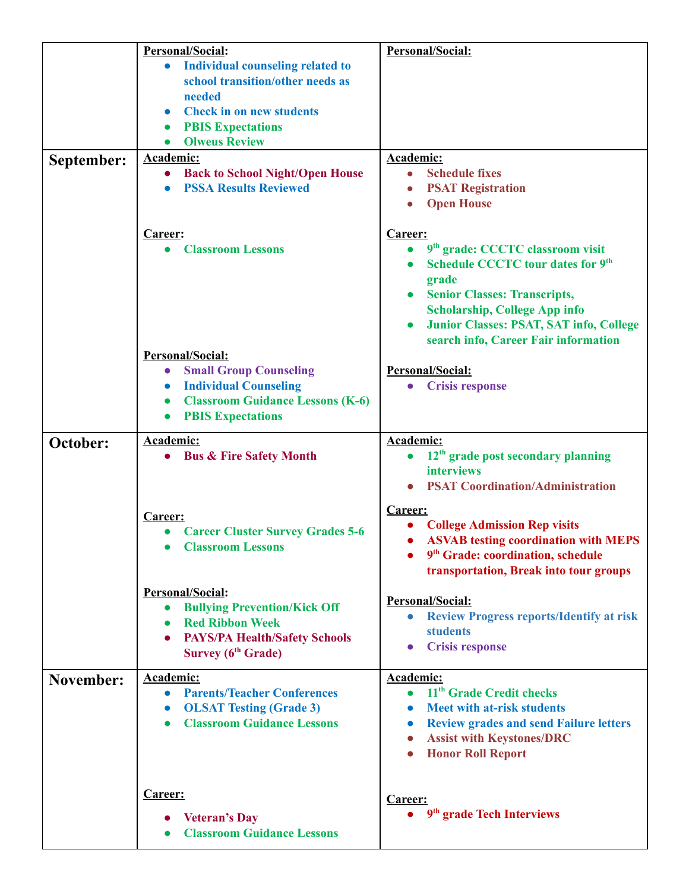| | | |
|---|---|---|
| | **Personal/Social:**<br>● Individual counseling related to school transition/other needs as needed<br>● Check in on new students<br>● PBIS Expectations<br>● Olweus Review | **Personal/Social:** |
| **September:** | **Academic:**<br>● Back to School Night/Open House<br>● PSSA Results Reviewed<br><br>**Career:**<br>● Classroom Lessons<br><br>**Personal/Social:**<br>● Small Group Counseling<br>● Individual Counseling<br>● Classroom Guidance Lessons (K-6)<br>● PBIS Expectations | **Academic:**<br>● Schedule fixes<br>● PSAT Registration<br>● Open House<br><br>**Career:**<br>● 9th grade: CCCTC classroom visit<br>● Schedule CCCTC tour dates for 9th grade<br>● Senior Classes: Transcripts, Scholarship, College App info<br>● Junior Classes: PSAT, SAT info, College search info, Career Fair information<br><br>**Personal/Social:**<br>● Crisis response |
| **October:** | **Academic:**<br>● Bus & Fire Safety Month<br><br>**Career:**<br>● Career Cluster Survey Grades 5-6<br>● Classroom Lessons<br><br>**Personal/Social:**<br>● Bullying Prevention/Kick Off<br>● Red Ribbon Week<br>● PAYS/PA Health/Safety Schools Survey (6th Grade) | **Academic:**<br>● 12th grade post secondary planning interviews<br>● PSAT Coordination/Administration<br><br>**Career:**<br>● College Admission Rep visits<br>● ASVAB testing coordination with MEPS<br>● 9th Grade: coordination, schedule transportation, Break into tour groups<br><br>**Personal/Social:**<br>● Review Progress reports/Identify at risk students<br>● Crisis response |
| **November:** | **Academic:**<br>● Parents/Teacher Conferences<br>● OLSAT Testing (Grade 3)<br>● Classroom Guidance Lessons<br><br>**Career:**<br>● Veteran's Day<br>● Classroom Guidance Lessons | **Academic:**<br>● 11th Grade Credit checks<br>● Meet with at-risk students<br>● Review grades and send Failure letters<br>● Assist with Keystones/DRC<br>● Honor Roll Report<br><br>**Career:**<br>● 9th grade Tech Interviews |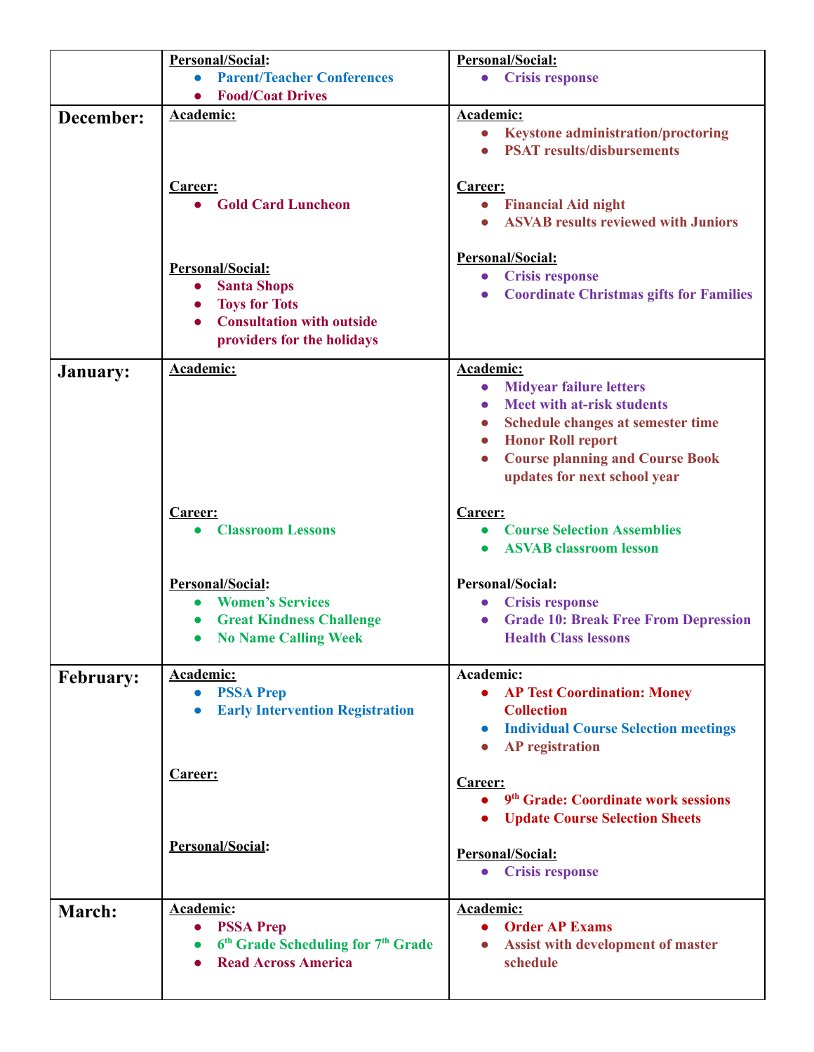| | | |
|---|---|---|
| | **Personal/Social:**<br>• Parent/Teacher Conferences<br>• Food/Coat Drives | **Personal/Social:**<br>• Crisis response |
| **December:** | **Academic:**<br><br>**Career:**<br>• Gold Card Luncheon<br><br>**Personal/Social:**<br>• Santa Shops<br>• Toys for Tots<br>• Consultation with outside providers for the holidays | **Academic:**<br>• Keystone administration/proctoring<br>• PSAT results/disbursements<br><br>**Career:**<br>• Financial Aid night<br>• ASVAB results reviewed with Juniors<br><br>**Personal/Social:**<br>• Crisis response<br>• Coordinate Christmas gifts for Families |
| **January:** | **Academic:**<br><br>**Career:**<br>• Classroom Lessons<br><br>**Personal/Social:**<br>• Women's Services<br>• Great Kindness Challenge<br>• No Name Calling Week | **Academic:**<br>• Midyear failure letters<br>• Meet with at-risk students<br>• Schedule changes at semester time<br>• Honor Roll report<br>• Course planning and Course Book updates for next school year<br><br>**Career:**<br>• Course Selection Assemblies<br>• ASVAB classroom lesson<br><br>**Personal/Social:**<br>• Crisis response<br>• Grade 10: Break Free From Depression Health Class lessons |
| **February:** | **Academic:**<br>• PSSA Prep<br>• Early Intervention Registration<br><br>**Career:**<br><br>**Personal/Social:** | **Academic:**<br>• AP Test Coordination: Money Collection<br>• Individual Course Selection meetings<br>• AP registration<br><br>**Career:**<br>• 9th Grade: Coordinate work sessions<br>• Update Course Selection Sheets<br><br>**Personal/Social:**<br>• Crisis response |
| **March:** | **Academic:**<br>• PSSA Prep<br>• 6th Grade Scheduling for 7th Grade<br>• Read Across America | **Academic:**<br>• Order AP Exams<br>• Assist with development of master schedule |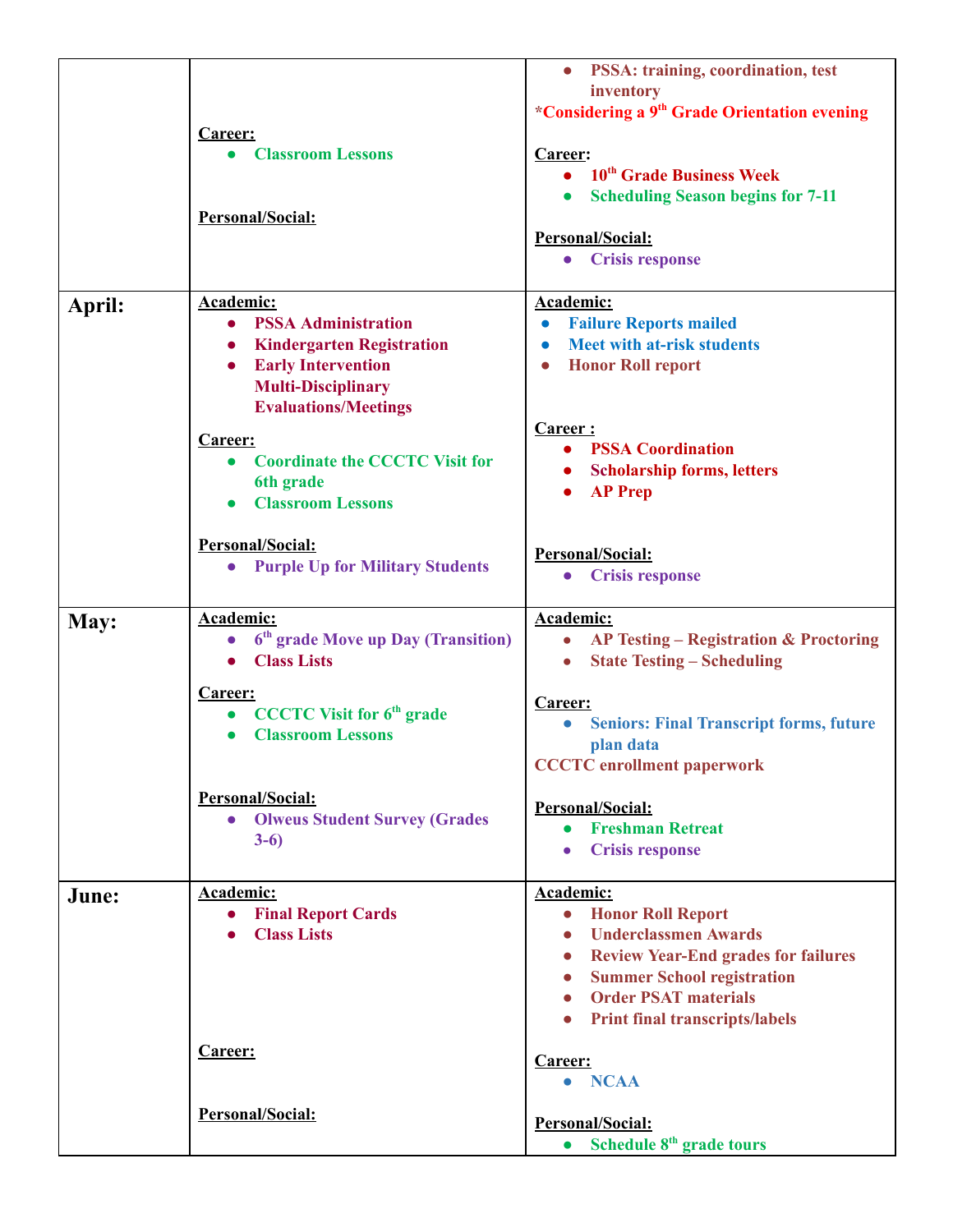| | | |
|---|---|---|
| | **Career:**<br>• **Classroom Lessons**<br><br>**Personal/Social:** | • **PSSA: training, coordination, test inventory**<br>**\*Considering a 9th Grade Orientation evening**<br><br>**Career:**<br>• **10th Grade Business Week**<br>• **Scheduling Season begins for 7-11**<br><br>**Personal/Social:**<br>• **Crisis response** |
| **April:** | **Academic:**<br>• **PSSA Administration**<br>• **Kindergarten Registration**<br>• **Early Intervention Multi-Disciplinary Evaluations/Meetings**<br><br>**Career:**<br>• **Coordinate the CCCTC Visit for 6th grade**<br>• **Classroom Lessons**<br><br>**Personal/Social:**<br>• **Purple Up for Military Students** | **Academic:**<br>• **Failure Reports mailed**<br>• **Meet with at-risk students**<br>• **Honor Roll report**<br><br>**Career :**<br>• **PSSA Coordination**<br>• **Scholarship forms, letters**<br>• **AP Prep**<br><br>**Personal/Social:**<br>• **Crisis response** |
| **May:** | **Academic:**<br>• **6th grade Move up Day (Transition)**<br>• **Class Lists**<br><br>**Career:**<br>• **CCCTC Visit for 6th grade**<br>• **Classroom Lessons**<br><br>**Personal/Social:**<br>• **Olweus Student Survey (Grades 3-6)** | **Academic:**<br>• **AP Testing – Registration & Proctoring**<br>• **State Testing – Scheduling**<br><br>**Career:**<br>• **Seniors: Final Transcript forms, future plan data**<br>**CCCTC enrollment paperwork**<br><br>**Personal/Social:**<br>• **Freshman Retreat**<br>• **Crisis response** |
| **June:** | **Academic:**<br>• **Final Report Cards**<br>• **Class Lists**<br><br>**Career:**<br><br>**Personal/Social:** | **Academic:**<br>• **Honor Roll Report**<br>• **Underclassmen Awards**<br>• **Review Year-End grades for failures**<br>• **Summer School registration**<br>• **Order PSAT materials**<br>• **Print final transcripts/labels**<br><br>**Career:**<br>• **NCAA**<br><br>**Personal/Social:**<br>• **Schedule 8th grade tours** |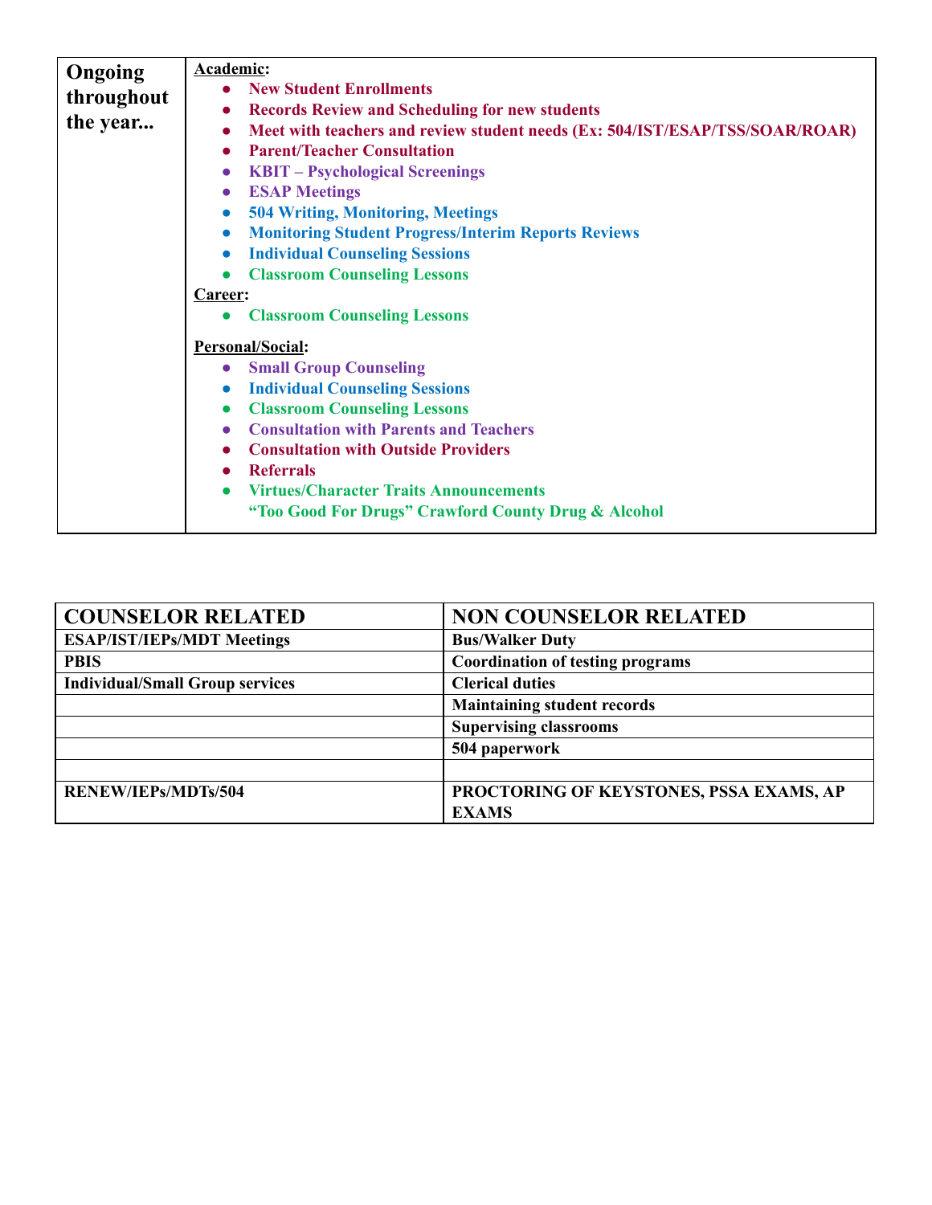| | |
|---|---|
| **Ongoing throughout the year...** | **Academic**:<br>• **New Student Enrollments**<br>• **Records Review and Scheduling for new students**<br>• **Meet with teachers and review student needs (Ex: 504/IST/ESAP/TSS/SOAR/ROAR)**<br>• **Parent/Teacher Consultation**<br>• **KBIT – Psychological Screenings**<br>• **ESAP Meetings**<br>• **504 Writing, Monitoring, Meetings**<br>• **Monitoring Student Progress/Interim Reports Reviews**<br>• **Individual Counseling Sessions**<br>• **Classroom Counseling Lessons**<br>**Career**:<br>• **Classroom Counseling Lessons**<br>**Personal/Social**:<br>• **Small Group Counseling**<br>• **Individual Counseling Sessions**<br>• **Classroom Counseling Lessons**<br>• **Consultation with Parents and Teachers**<br>• **Consultation with Outside Providers**<br>• **Referrals**<br>• **Virtues/Character Traits Announcements**<br>**"Too Good For Drugs" Crawford County Drug & Alcohol** |

| COUNSELOR RELATED | NON COUNSELOR RELATED |
|---|---|
| ESAP/IST/IEPs/MDT Meetings | Bus/Walker Duty |
| PBIS | Coordination of testing programs |
| Individual/Small Group services | Clerical duties |
| | Maintaining student records |
| | Supervising classrooms |
| | 504 paperwork |
| | |
| RENEW/IEPs/MDTs/504 | PROCTORING OF KEYSTONES, PSSA EXAMS, AP EXAMS |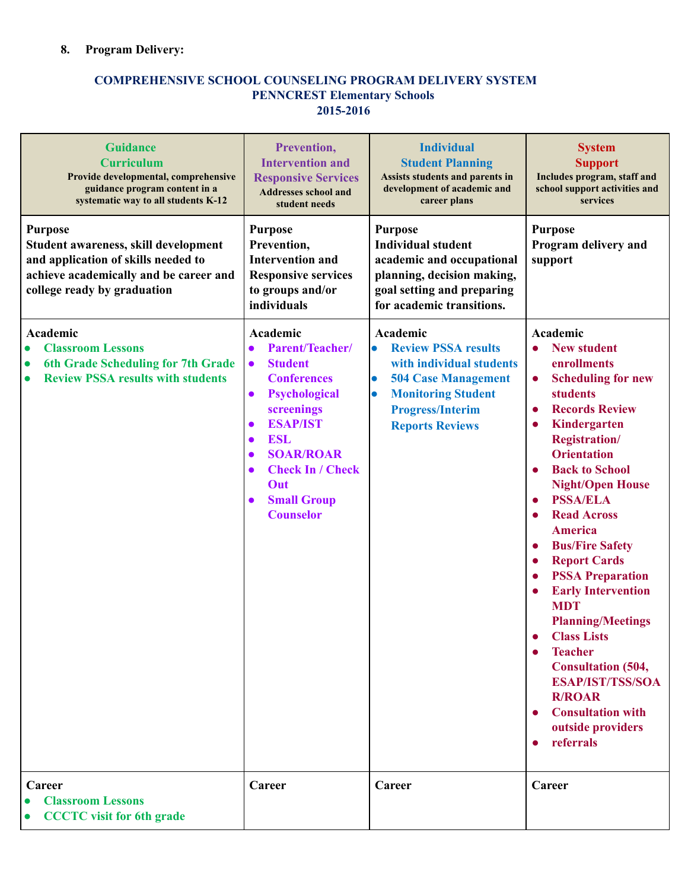**8. Program Delivery:**

**COMPREHENSIVE SCHOOL COUNSELING PROGRAM DELIVERY SYSTEM**
**PENNCREST Elementary Schools**
**2015-2016**

| **Guidance Curriculum** Provide developmental, comprehensive guidance program content in a systematic way to all students K-12 | **Prevention, Intervention and Responsive Services** Addresses school and student needs | **Individual Student Planning** Assists students and parents in development of academic and career plans | **System Support** Includes program, staff and school support activities and services |
|---|---|---|---|
| **Purpose** Student awareness, skill development and application of skills needed to achieve academically and be career and college ready by graduation | **Purpose** Prevention, Intervention and Responsive services to groups and/or individuals | **Purpose** Individual student academic and occupational planning, decision making, goal setting and preparing for academic transitions. | **Purpose** Program delivery and support |
| **Academic**<br>• Classroom Lessons<br>• 6th Grade Scheduling for 7th Grade<br>• Review PSSA results with students | **Academic**<br>• Parent/Teacher/<br>• Student Conferences<br>• Psychological screenings<br>• ESAP/IST<br>• ESL<br>• SOAR/ROAR<br>• Check In / Check Out<br>• Small Group Counselor | **Academic**<br>• Review PSSA results with individual students<br>• 504 Case Management<br>• Monitoring Student Progress/Interim Reports Reviews | **Academic**<br>• New student enrollments<br>• Scheduling for new students<br>• Records Review<br>• Kindergarten Registration/ Orientation<br>• Back to School Night/Open House<br>• PSSA/ELA<br>• Read Across America<br>• Bus/Fire Safety<br>• Report Cards<br>• PSSA Preparation<br>• Early Intervention MDT Planning/Meetings<br>• Class Lists<br>• Teacher Consultation (504, ESAP/IST/TSS/SOAR/ROAR<br>• Consultation with outside providers<br>• referrals |
| **Career**<br>• Classroom Lessons<br>• CCCTC visit for 6th grade | **Career** | **Career** | **Career** |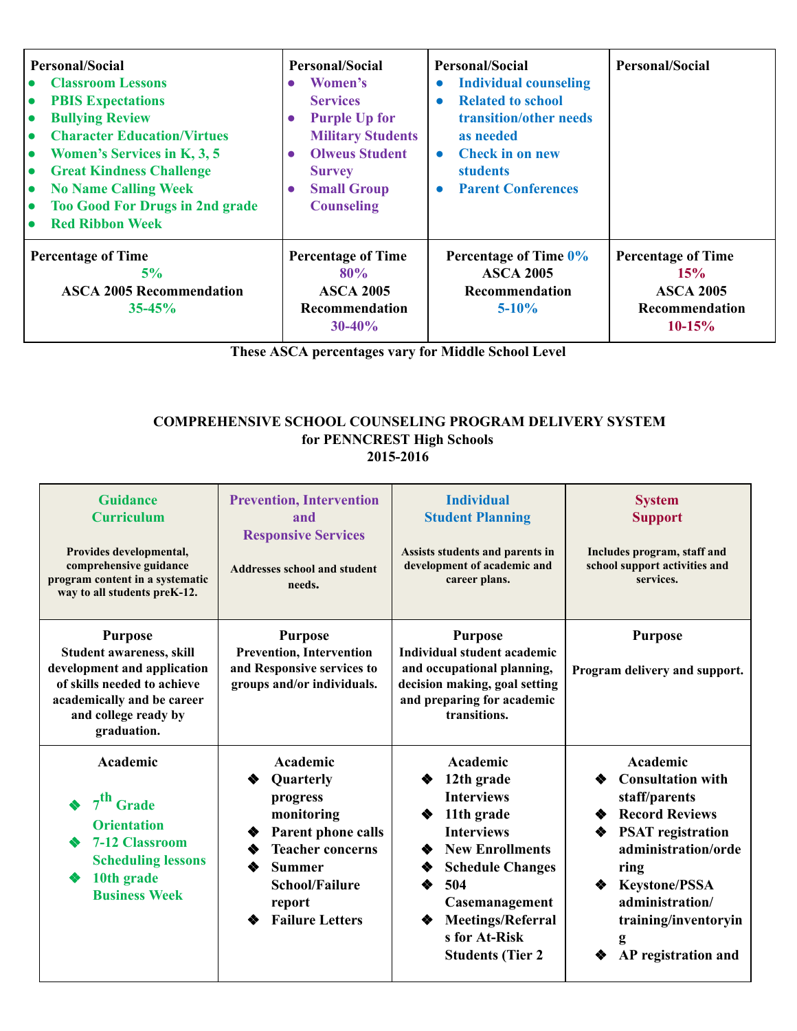| Personal/Social | Personal/Social | Personal/Social | Personal/Social |
|---|---|---|---|
| • Classroom Lessons<br>• PBIS Expectations<br>• Bullying Review<br>• Character Education/Virtues<br>• Women's Services in K, 3, 5<br>• Great Kindness Challenge<br>• No Name Calling Week<br>• Too Good For Drugs in 2nd grade<br>• Red Ribbon Week | • Women's Services<br>• Purple Up for Military Students<br>• Olweus Student Survey<br>• Small Group Counseling | • Individual counseling<br>• Related to school transition/other needs as needed<br>• Check in on new students<br>• Parent Conferences | |
| Percentage of Time 5%<br>ASCA 2005 Recommendation 35-45% | Percentage of Time 80%<br>ASCA 2005 Recommendation 30-40% | Percentage of Time 0%<br>ASCA 2005 Recommendation 5-10% | Percentage of Time 15%<br>ASCA 2005 Recommendation 10-15% |

**These ASCA percentages vary for Middle School Level**

## COMPREHENSIVE SCHOOL COUNSELING PROGRAM DELIVERY SYSTEM for PENNCREST High Schools 2015-2016

| Guidance Curriculum | Prevention, Intervention and Responsive Services | Individual Student Planning | System Support |
|---|---|---|---|
| Provides developmental, comprehensive guidance program content in a systematic way to all students preK-12. | Addresses school and student needs. | Assists students and parents in development of academic and career plans. | Includes program, staff and school support activities and services. |
| **Purpose**<br>Student awareness, skill development and application of skills needed to achieve academically and be career and college ready by graduation. | **Purpose**<br>Prevention, Intervention and Responsive services to groups and/or individuals. | **Purpose**<br>Individual student academic and occupational planning, decision making, goal setting and preparing for academic transitions. | **Purpose**<br>Program delivery and support. |
| **Academic**<br>❖ 7th Grade Orientation<br>❖ 7-12 Classroom Scheduling lessons<br>❖ 10th grade Business Week | **Academic**<br>❖ Quarterly progress monitoring<br>❖ Parent phone calls<br>❖ Teacher concerns<br>❖ Summer School/Failure report<br>❖ Failure Letters | **Academic**<br>❖ 12th grade Interviews<br>❖ 11th grade Interviews<br>❖ New Enrollments<br>❖ Schedule Changes<br>❖ 504 Casemanagement<br>❖ Meetings/Referrals for At-Risk Students (Tier 2 | **Academic**<br>❖ Consultation with staff/parents<br>❖ Record Reviews<br>❖ PSAT registration administration/ordering<br>❖ Keystone/PSSA administration/ training/inventorying<br>❖ AP registration and |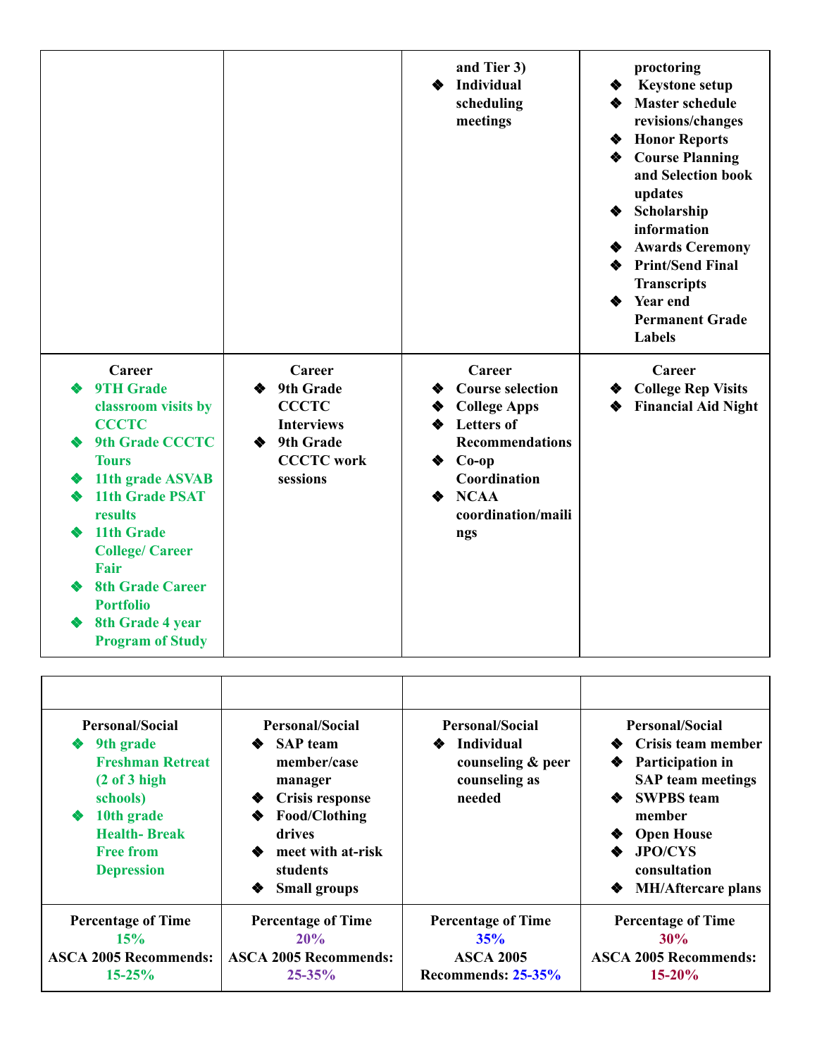| | | | |
|---|---|---|---|
| | | and Tier 3)<br>❖ Individual scheduling meetings | proctoring<br>❖ Keystone setup<br>❖ Master schedule revisions/changes<br>❖ Honor Reports<br>❖ Course Planning and Selection book updates<br>❖ Scholarship information<br>❖ Awards Ceremony<br>❖ Print/Send Final Transcripts<br>❖ Year end Permanent Grade Labels |
| **Career**<br>❖ 9TH Grade classroom visits by CCCTC<br>❖ 9th Grade CCCTC Tours<br>❖ 11th grade ASVAB<br>❖ 11th Grade PSAT results<br>❖ 11th Grade College/ Career Fair<br>❖ 8th Grade Career Portfolio<br>❖ 8th Grade 4 year Program of Study | **Career**<br>❖ 9th Grade CCCTC Interviews<br>❖ 9th Grade CCCTC work sessions | **Career**<br>❖ Course selection<br>❖ College Apps<br>❖ Letters of Recommendations<br>❖ Co-op Coordination<br>❖ NCAA coordination/mailings | **Career**<br>❖ College Rep Visits<br>❖ Financial Aid Night |

| | | | |
|---|---|---|---|
| **Personal/Social**<br>❖ 9th grade Freshman Retreat (2 of 3 high schools)<br>❖ 10th grade Health- Break Free from Depression | **Personal/Social**<br>❖ SAP team member/case manager<br>❖ Crisis response<br>❖ Food/Clothing drives<br>❖ meet with at-risk students<br>❖ Small groups | **Personal/Social**<br>❖ Individual counseling & peer counseling as needed | **Personal/Social**<br>❖ Crisis team member<br>❖ Participation in SAP team meetings<br>❖ SWPBS team member<br>❖ Open House<br>❖ JPO/CYS consultation<br>❖ MH/Aftercare plans |
| **Percentage of Time**<br>**15%**<br>**ASCA 2005 Recommends:**<br>**15-25%** | **Percentage of Time**<br>**20%**<br>**ASCA 2005 Recommends:**<br>**25-35%** | **Percentage of Time**<br>**35%**<br>**ASCA 2005 Recommends: 25-35%** | **Percentage of Time**<br>**30%**<br>**ASCA 2005 Recommends:**<br>**15-20%** |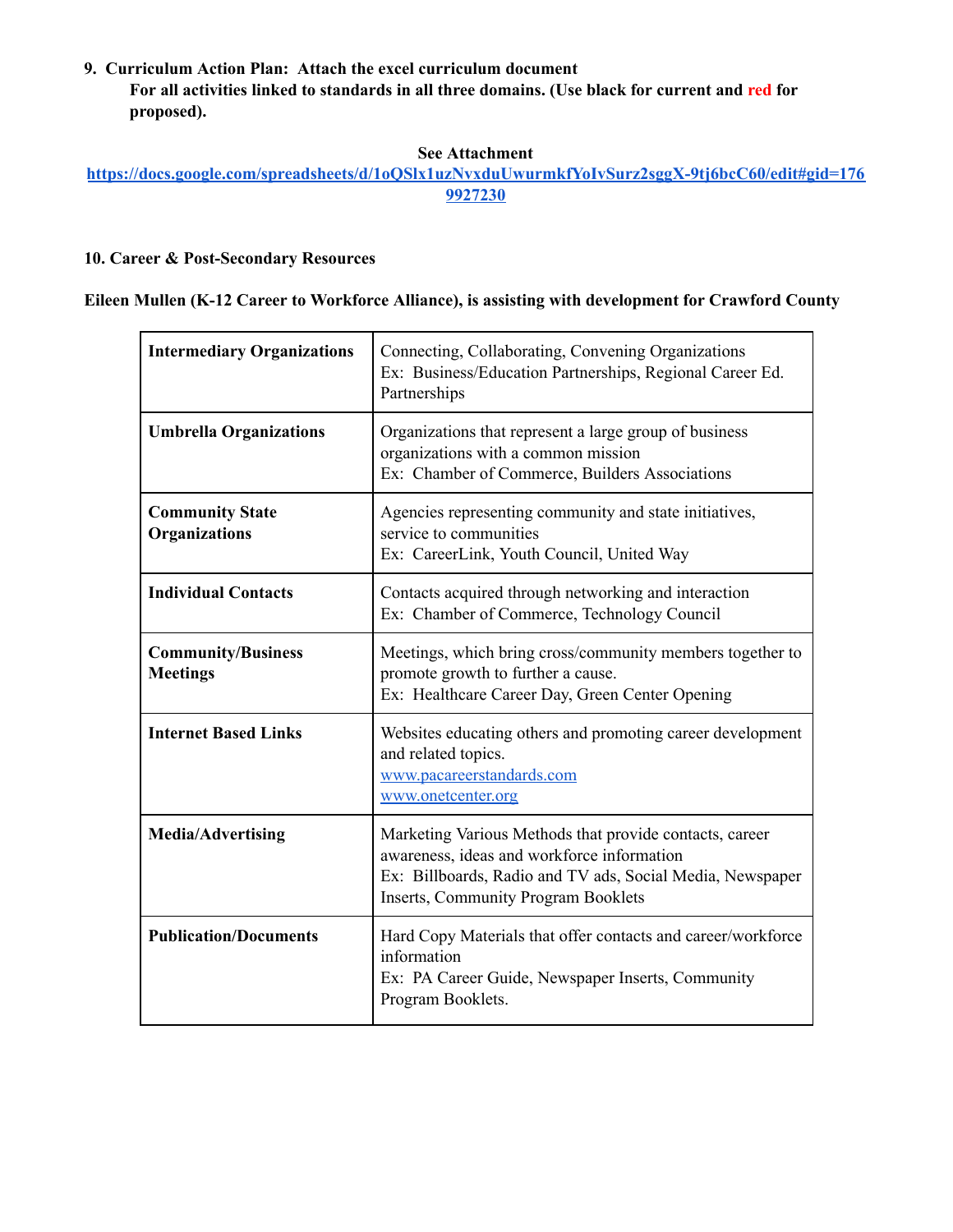**9. Curriculum Action Plan: Attach the excel curriculum document**

**For all activities linked to standards in all three domains. (Use black for current and red for proposed).**

**See Attachment**

**https://docs.google.com/spreadsheets/d/1oQSlx1uzNvxduUwurmkfYoIvSurz2sggX-9tj6bcC60/edit#gid=1769927230**

**10. Career & Post-Secondary Resources**

**Eileen Mullen (K-12 Career to Workforce Alliance), is assisting with development for Crawford County**

| | |
|---|---|
| **Intermediary Organizations** | Connecting, Collaborating, Convening Organizations<br>Ex: Business/Education Partnerships, Regional Career Ed. Partnerships |
| **Umbrella Organizations** | Organizations that represent a large group of business organizations with a common mission<br>Ex: Chamber of Commerce, Builders Associations |
| **Community State Organizations** | Agencies representing community and state initiatives, service to communities<br>Ex: CareerLink, Youth Council, United Way |
| **Individual Contacts** | Contacts acquired through networking and interaction<br>Ex: Chamber of Commerce, Technology Council |
| **Community/Business Meetings** | Meetings, which bring cross/community members together to promote growth to further a cause.<br>Ex: Healthcare Career Day, Green Center Opening |
| **Internet Based Links** | Websites educating others and promoting career development and related topics.<br>www.pacareerstandards.com<br>www.onetcenter.org |
| **Media/Advertising** | Marketing Various Methods that provide contacts, career awareness, ideas and workforce information<br>Ex: Billboards, Radio and TV ads, Social Media, Newspaper Inserts, Community Program Booklets |
| **Publication/Documents** | Hard Copy Materials that offer contacts and career/workforce information<br>Ex: PA Career Guide, Newspaper Inserts, Community Program Booklets. |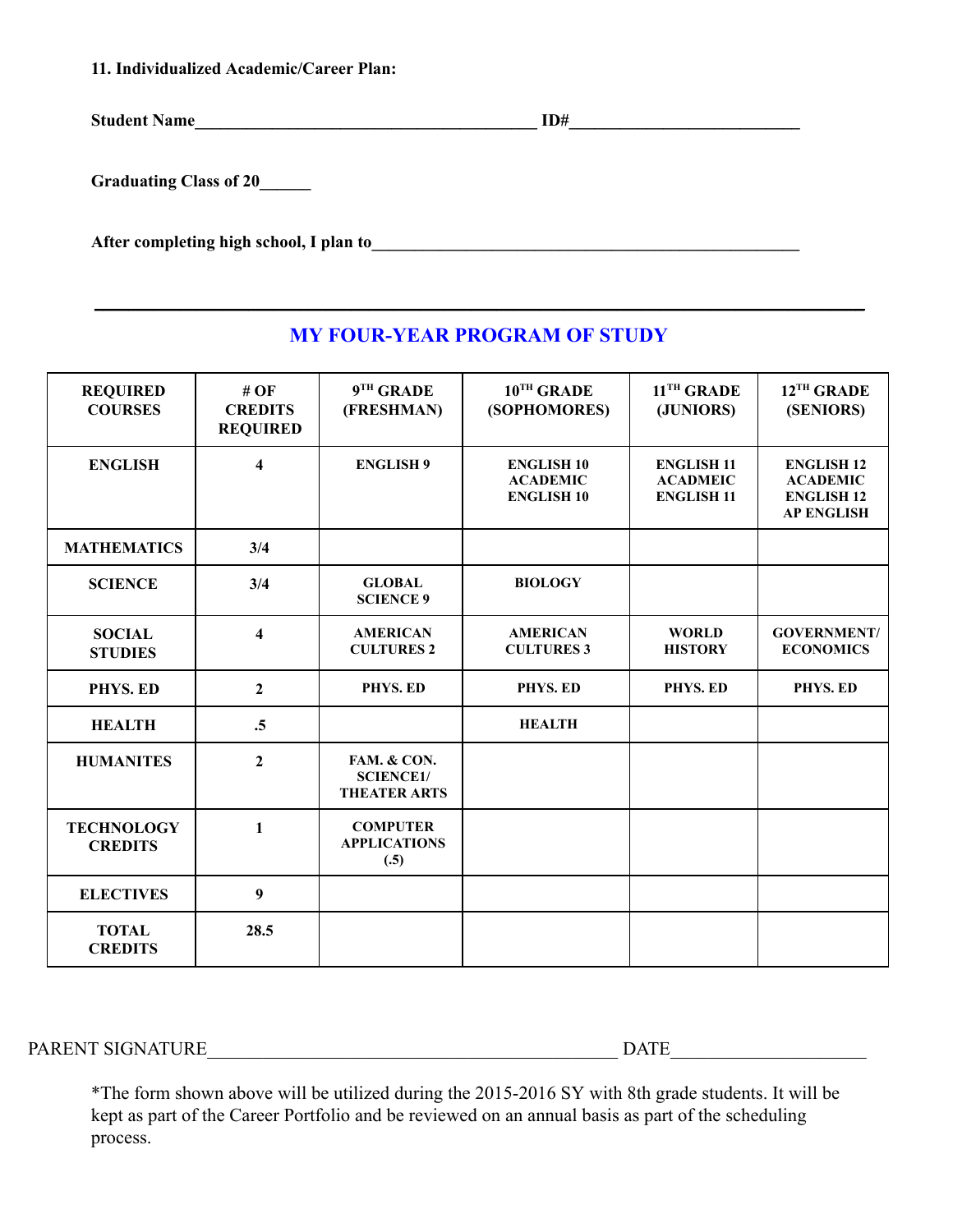**11. Individualized Academic/Career Plan:**

**Student Name**________________________________________ **ID#**___________________________

**Graduating Class of 20**______

**After completing high school, I plan to**___________________________________________________

---

## MY FOUR-YEAR PROGRAM OF STUDY

| REQUIRED COURSES | # OF CREDITS REQUIRED | 9TH GRADE (FRESHMAN) | 10TH GRADE (SOPHOMORES) | 11TH GRADE (JUNIORS) | 12TH GRADE (SENIORS) |
|---|---|---|---|---|---|
| ENGLISH | 4 | ENGLISH 9 | ENGLISH 10 ACADEMIC ENGLISH 10 | ENGLISH 11 ACADMEIC ENGLISH 11 | ENGLISH 12 ACADEMIC ENGLISH 12 AP ENGLISH |
| MATHEMATICS | 3/4 | | | | |
| SCIENCE | 3/4 | GLOBAL SCIENCE 9 | BIOLOGY | | |
| SOCIAL STUDIES | 4 | AMERICAN CULTURES 2 | AMERICAN CULTURES 3 | WORLD HISTORY | GOVERNMENT/ ECONOMICS |
| PHYS. ED | 2 | PHYS. ED | PHYS. ED | PHYS. ED | PHYS. ED |
| HEALTH | .5 | | HEALTH | | |
| HUMANITES | 2 | FAM. & CON. SCIENCE1/ THEATER ARTS | | | |
| TECHNOLOGY CREDITS | 1 | COMPUTER APPLICATIONS (.5) | | | |
| ELECTIVES | 9 | | | | |
| TOTAL CREDITS | 28.5 | | | | |

PARENT SIGNATURE_____________________________________________ DATE_____________________

*The form shown above will be utilized during the 2015-2016 SY with 8th grade students. It will be kept as part of the Career Portfolio and be reviewed on an annual basis as part of the scheduling process.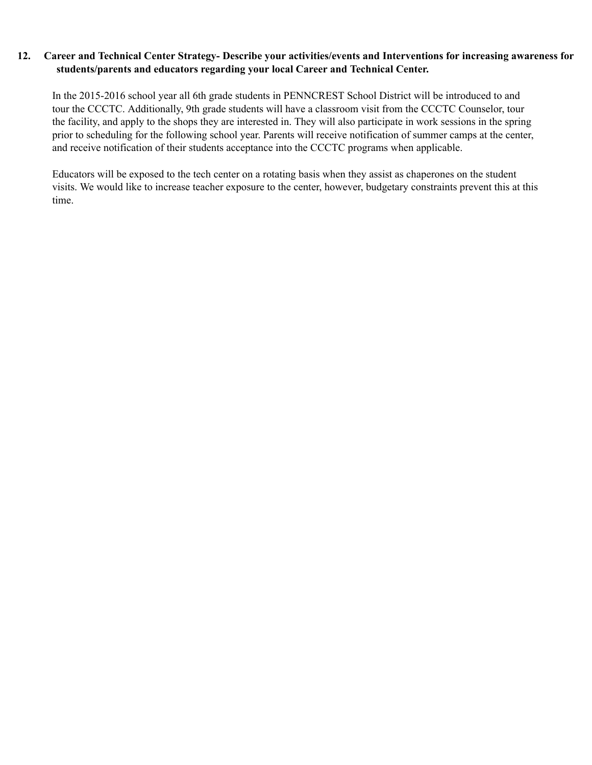**12. Career and Technical Center Strategy- Describe your activities/events and Interventions for increasing awareness for students/parents and educators regarding your local Career and Technical Center.**

In the 2015-2016 school year all 6th grade students in PENNCREST School District will be introduced to and tour the CCCTC. Additionally, 9th grade students will have a classroom visit from the CCCTC Counselor, tour the facility, and apply to the shops they are interested in. They will also participate in work sessions in the spring prior to scheduling for the following school year. Parents will receive notification of summer camps at the center, and receive notification of their students acceptance into the CCCTC programs when applicable.

Educators will be exposed to the tech center on a rotating basis when they assist as chaperones on the student visits. We would like to increase teacher exposure to the center, however, budgetary constraints prevent this at this time.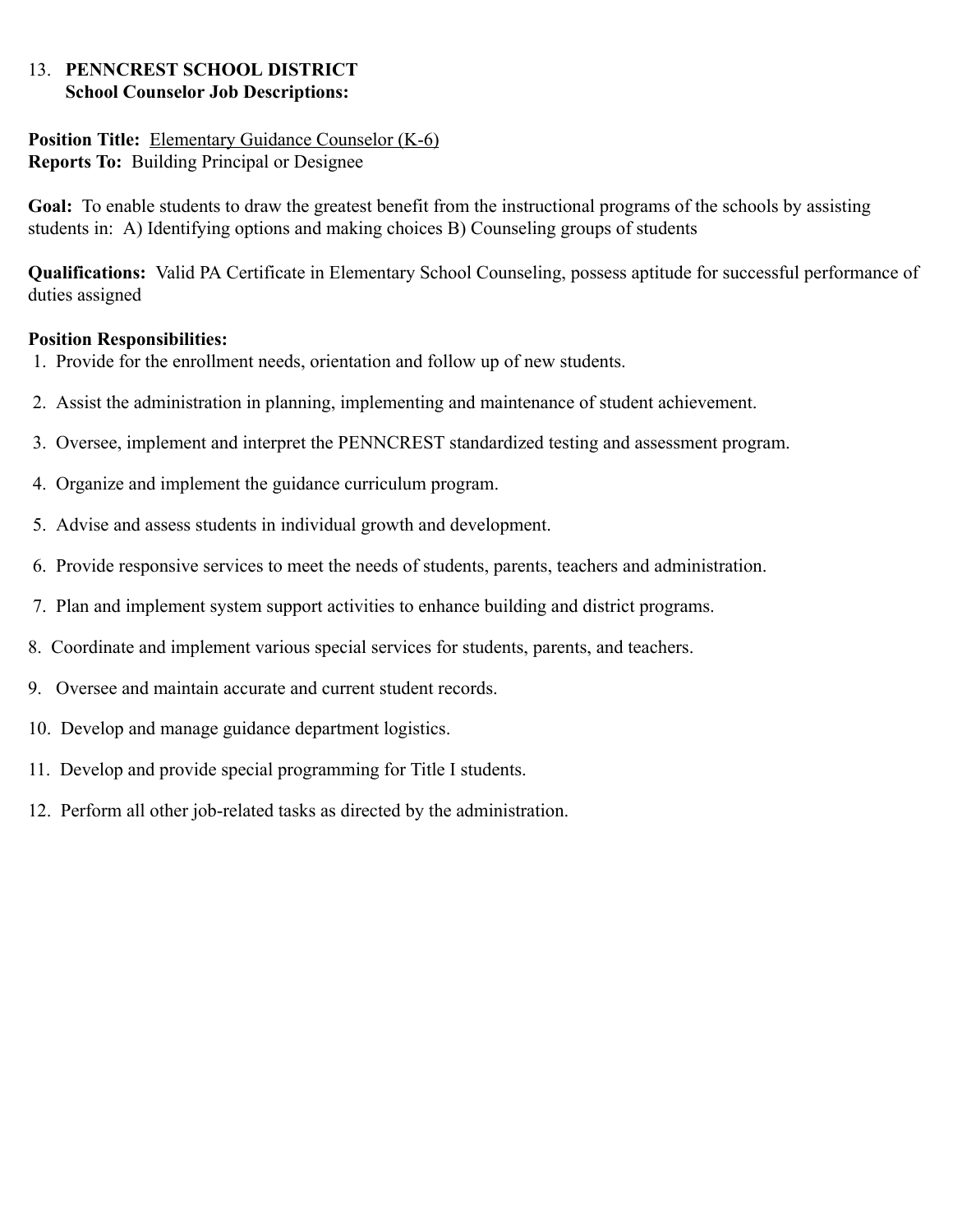13. **PENNCREST SCHOOL DISTRICT**
**School Counselor Job Descriptions:**

**Position Title:** Elementary Guidance Counselor (K-6)
**Reports To:** Building Principal or Designee

**Goal:** To enable students to draw the greatest benefit from the instructional programs of the schools by assisting students in: A) Identifying options and making choices B) Counseling groups of students

**Qualifications:** Valid PA Certificate in Elementary School Counseling, possess aptitude for successful performance of duties assigned

**Position Responsibilities:**

1. Provide for the enrollment needs, orientation and follow up of new students.
2. Assist the administration in planning, implementing and maintenance of student achievement.
3. Oversee, implement and interpret the PENNCREST standardized testing and assessment program.
4. Organize and implement the guidance curriculum program.
5. Advise and assess students in individual growth and development.
6. Provide responsive services to meet the needs of students, parents, teachers and administration.
7. Plan and implement system support activities to enhance building and district programs.
8. Coordinate and implement various special services for students, parents, and teachers.
9. Oversee and maintain accurate and current student records.
10. Develop and manage guidance department logistics.
11. Develop and provide special programming for Title I students.
12. Perform all other job-related tasks as directed by the administration.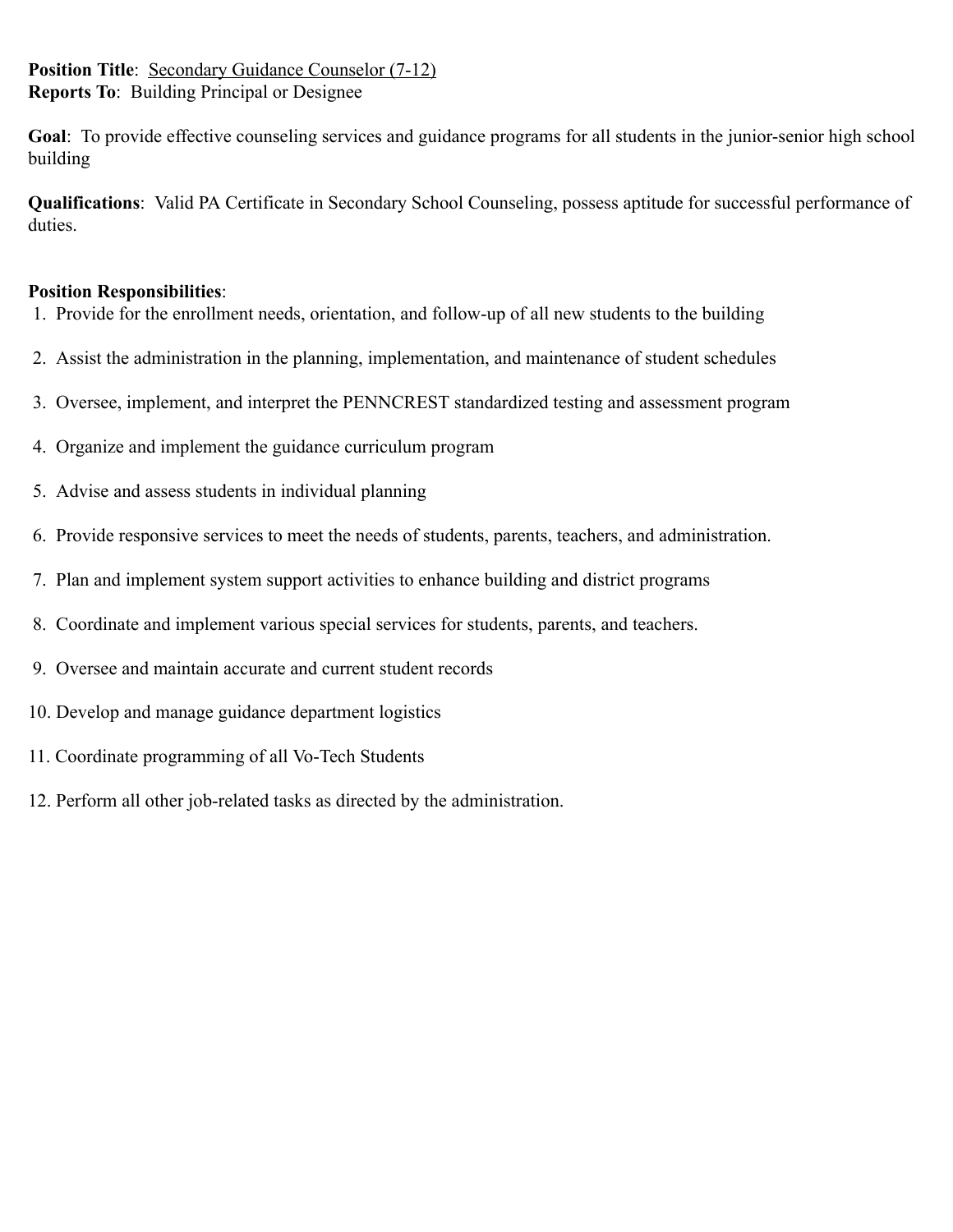**Position Title**: Secondary Guidance Counselor (7-12)
**Reports To**: Building Principal or Designee

**Goal**: To provide effective counseling services and guidance programs for all students in the junior-senior high school building

**Qualifications**: Valid PA Certificate in Secondary School Counseling, possess aptitude for successful performance of duties.

**Position Responsibilities**:

1. Provide for the enrollment needs, orientation, and follow-up of all new students to the building
2. Assist the administration in the planning, implementation, and maintenance of student schedules
3. Oversee, implement, and interpret the PENNCREST standardized testing and assessment program
4. Organize and implement the guidance curriculum program
5. Advise and assess students in individual planning
6. Provide responsive services to meet the needs of students, parents, teachers, and administration.
7. Plan and implement system support activities to enhance building and district programs
8. Coordinate and implement various special services for students, parents, and teachers.
9. Oversee and maintain accurate and current student records
10. Develop and manage guidance department logistics
11. Coordinate programming of all Vo-Tech Students
12. Perform all other job-related tasks as directed by the administration.